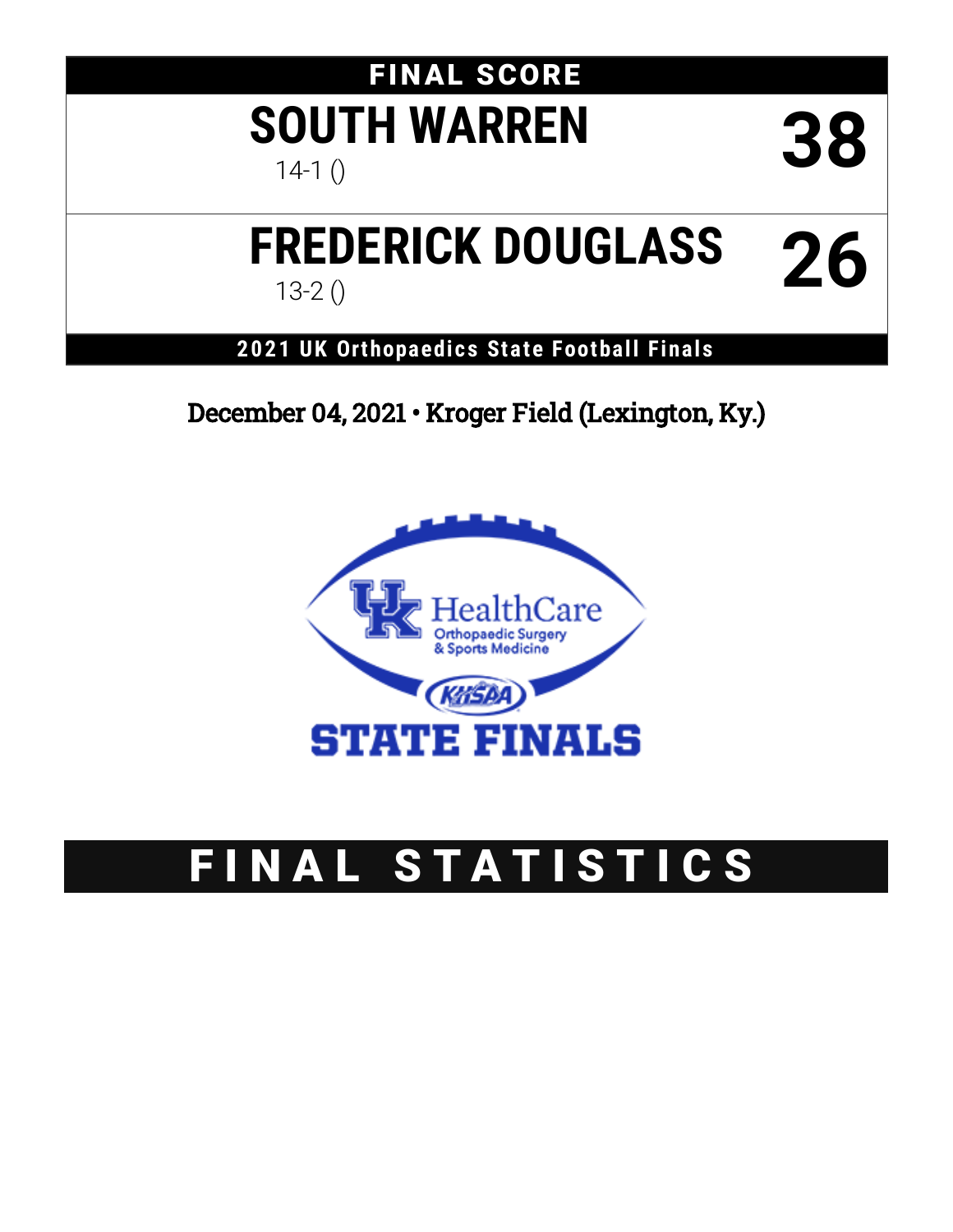# FINAL SCORE

| Team | Score |
|---|---|
| **SOUTH WARREN** 14-1 () | **38** |
| **FREDERICK DOUGLASS** 13-2 () | **26** |

**2021 UK Orthopaedics State Football Finals**

December 04, 2021 • Kroger Field (Lexington, Ky.)

UK HealthCare Orthopaedic Surgery & Sports Medicine

KHSAA

STATE FINALS

# FINAL STATISTICS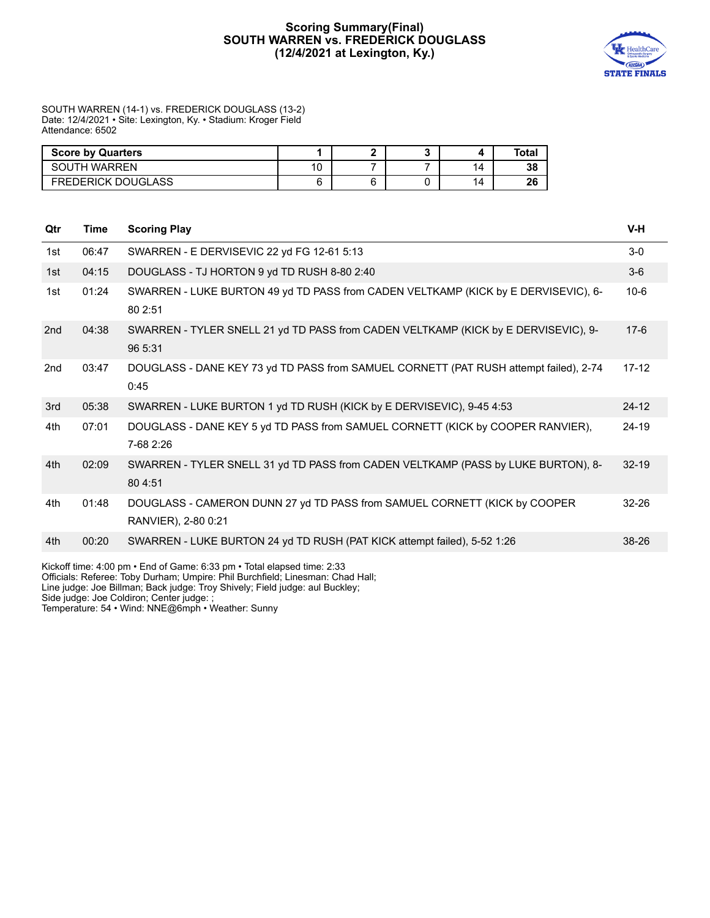# Scoring Summary(Final)
## SOUTH WARREN vs. FREDERICK DOUGLASS
## (12/4/2021 at Lexington, Ky.)

SOUTH WARREN (14-1) vs. FREDERICK DOUGLASS (13-2)
Date: 12/4/2021 • Site: Lexington, Ky. • Stadium: Kroger Field
Attendance: 6502

| Score by Quarters | 1 | 2 | 3 | 4 | Total |
|---|---|---|---|---|---|
| SOUTH WARREN | 10 | 7 | 7 | 14 | **38** |
| FREDERICK DOUGLASS | 6 | 6 | 0 | 14 | **26** |

| Qtr | Time | Scoring Play | V-H |
|---|---|---|---|
| 1st | 06:47 | SWARREN - E DERVISEVIC 22 yd FG 12-61 5:13 | 3-0 |
| 1st | 04:15 | DOUGLASS - TJ HORTON 9 yd TD RUSH 8-80 2:40 | 3-6 |
| 1st | 01:24 | SWARREN - LUKE BURTON 49 yd TD PASS from CADEN VELTKAMP (KICK by E DERVISEVIC), 6-80 2:51 | 10-6 |
| 2nd | 04:38 | SWARREN - TYLER SNELL 21 yd TD PASS from CADEN VELTKAMP (KICK by E DERVISEVIC), 9-96 5:31 | 17-6 |
| 2nd | 03:47 | DOUGLASS - DANE KEY 73 yd TD PASS from SAMUEL CORNETT (PAT RUSH attempt failed), 2-74 0:45 | 17-12 |
| 3rd | 05:38 | SWARREN - LUKE BURTON 1 yd TD RUSH (KICK by E DERVISEVIC), 9-45 4:53 | 24-12 |
| 4th | 07:01 | DOUGLASS - DANE KEY 5 yd TD PASS from SAMUEL CORNETT (KICK by COOPER RANVIER), 7-68 2:26 | 24-19 |
| 4th | 02:09 | SWARREN - TYLER SNELL 31 yd TD PASS from CADEN VELTKAMP (PASS by LUKE BURTON), 8-80 4:51 | 32-19 |
| 4th | 01:48 | DOUGLASS - CAMERON DUNN 27 yd TD PASS from SAMUEL CORNETT (KICK by COOPER RANVIER), 2-80 0:21 | 32-26 |
| 4th | 00:20 | SWARREN - LUKE BURTON 24 yd TD RUSH (PAT KICK attempt failed), 5-52 1:26 | 38-26 |

Kickoff time: 4:00 pm • End of Game: 6:33 pm • Total elapsed time: 2:33
Officials: Referee: Toby Durham; Umpire: Phil Burchfield; Linesman: Chad Hall;
Line judge: Joe Billman; Back judge: Troy Shively; Field judge: aul Buckley;
Side judge: Joe Coldiron; Center judge: ;
Temperature: 54 • Wind: NNE@6mph • Weather: Sunny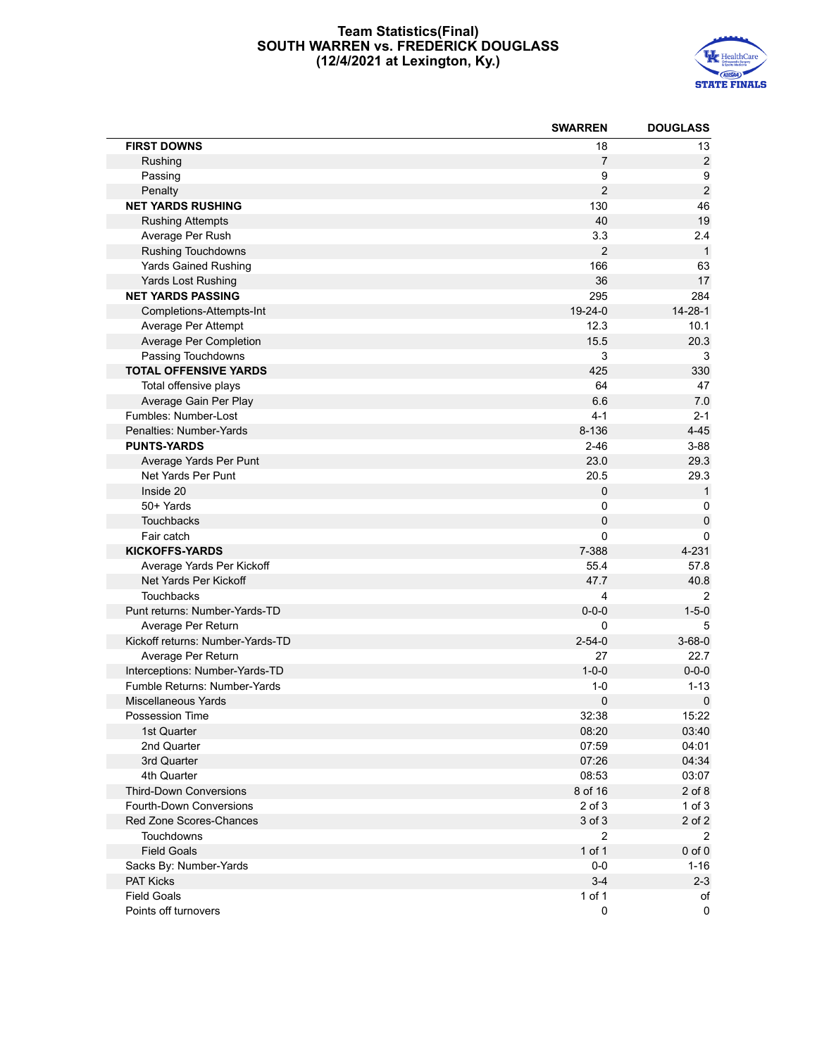# Team Statistics(Final)
## SOUTH WARREN vs. FREDERICK DOUGLASS
## (12/4/2021 at Lexington, Ky.)

| | SWARREN | DOUGLASS |
|---|---|---|
| **FIRST DOWNS** | 18 | 13 |
| Rushing | 7 | 2 |
| Passing | 9 | 9 |
| Penalty | 2 | 2 |
| **NET YARDS RUSHING** | 130 | 46 |
| Rushing Attempts | 40 | 19 |
| Average Per Rush | 3.3 | 2.4 |
| Rushing Touchdowns | 2 | 1 |
| Yards Gained Rushing | 166 | 63 |
| Yards Lost Rushing | 36 | 17 |
| **NET YARDS PASSING** | 295 | 284 |
| Completions-Attempts-Int | 19-24-0 | 14-28-1 |
| Average Per Attempt | 12.3 | 10.1 |
| Average Per Completion | 15.5 | 20.3 |
| Passing Touchdowns | 3 | 3 |
| **TOTAL OFFENSIVE YARDS** | 425 | 330 |
| Total offensive plays | 64 | 47 |
| Average Gain Per Play | 6.6 | 7.0 |
| Fumbles: Number-Lost | 4-1 | 2-1 |
| Penalties: Number-Yards | 8-136 | 4-45 |
| **PUNTS-YARDS** | 2-46 | 3-88 |
| Average Yards Per Punt | 23.0 | 29.3 |
| Net Yards Per Punt | 20.5 | 29.3 |
| Inside 20 | 0 | 1 |
| 50+ Yards | 0 | 0 |
| Touchbacks | 0 | 0 |
| Fair catch | 0 | 0 |
| **KICKOFFS-YARDS** | 7-388 | 4-231 |
| Average Yards Per Kickoff | 55.4 | 57.8 |
| Net Yards Per Kickoff | 47.7 | 40.8 |
| Touchbacks | 4 | 2 |
| Punt returns: Number-Yards-TD | 0-0-0 | 1-5-0 |
| Average Per Return | 0 | 5 |
| Kickoff returns: Number-Yards-TD | 2-54-0 | 3-68-0 |
| Average Per Return | 27 | 22.7 |
| Interceptions: Number-Yards-TD | 1-0-0 | 0-0-0 |
| Fumble Returns: Number-Yards | 1-0 | 1-13 |
| Miscellaneous Yards | 0 | 0 |
| Possession Time | 32:38 | 15:22 |
| 1st Quarter | 08:20 | 03:40 |
| 2nd Quarter | 07:59 | 04:01 |
| 3rd Quarter | 07:26 | 04:34 |
| 4th Quarter | 08:53 | 03:07 |
| Third-Down Conversions | 8 of 16 | 2 of 8 |
| Fourth-Down Conversions | 2 of 3 | 1 of 3 |
| Red Zone Scores-Chances | 3 of 3 | 2 of 2 |
| Touchdowns | 2 | 2 |
| Field Goals | 1 of 1 | 0 of 0 |
| Sacks By: Number-Yards | 0-0 | 1-16 |
| PAT Kicks | 3-4 | 2-3 |
| Field Goals | 1 of 1 | of |
| Points off turnovers | 0 | 0 |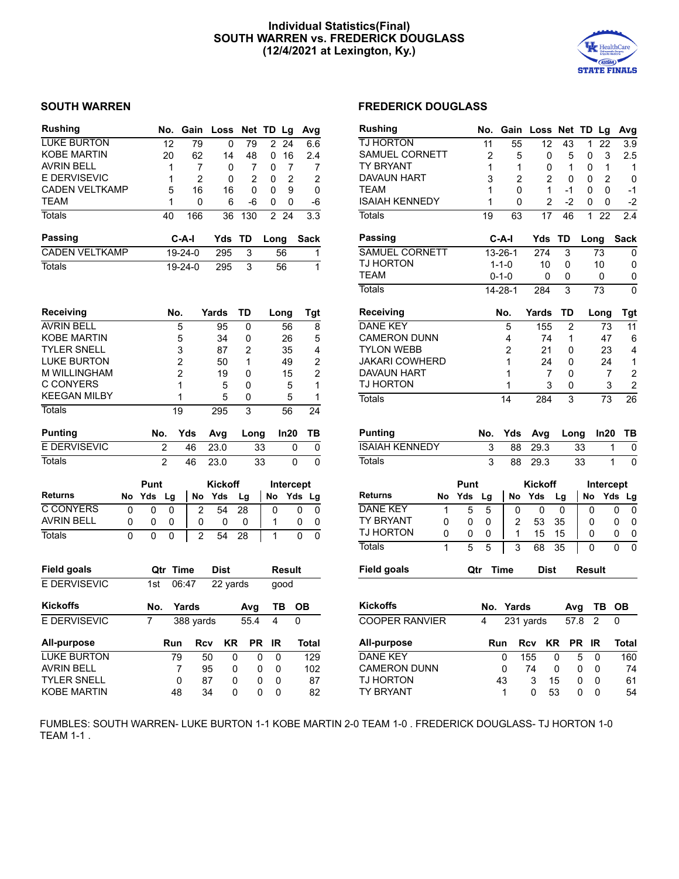# Individual Statistics(Final)
## SOUTH WARREN vs. FREDERICK DOUGLASS
## (12/4/2021 at Lexington, Ky.)

## SOUTH WARREN

| Rushing | No. | Gain | Loss | Net | TD | Lg | Avg |
|---|---|---|---|---|---|---|---|
| LUKE BURTON | 12 | 79 | 0 | 79 | 2 | 24 | 6.6 |
| KOBE MARTIN | 20 | 62 | 14 | 48 | 0 | 16 | 2.4 |
| AVRIN BELL | 1 | 7 | 0 | 7 | 0 | 7 | 7 |
| E DERVISEVIC | 1 | 2 | 0 | 2 | 0 | 2 | 2 |
| CADEN VELTKAMP | 5 | 16 | 16 | 0 | 0 | 9 | 0 |
| TEAM | 1 | 0 | 6 | -6 | 0 | 0 | -6 |
| Totals | 40 | 166 | 36 | 130 | 2 | 24 | 3.3 |

| Passing | C-A-I | Yds | TD | Long | Sack |
|---|---|---|---|---|---|
| CADEN VELTKAMP | 19-24-0 | 295 | 3 | 56 | 1 |
| Totals | 19-24-0 | 295 | 3 | 56 | 1 |

| Receiving | No. | Yards | TD | Long | Tgt |
|---|---|---|---|---|---|
| AVRIN BELL | 5 | 95 | 0 | 56 | 8 |
| KOBE MARTIN | 5 | 34 | 0 | 26 | 5 |
| TYLER SNELL | 3 | 87 | 2 | 35 | 4 |
| LUKE BURTON | 2 | 50 | 1 | 49 | 2 |
| M WILLINGHAM | 2 | 19 | 0 | 15 | 2 |
| C CONYERS | 1 | 5 | 0 | 5 | 1 |
| KEEGAN MILBY | 1 | 5 | 0 | 5 | 1 |
| Totals | 19 | 295 | 3 | 56 | 24 |

| Punting | No. | Yds | Avg | Long | In20 | TB |
|---|---|---|---|---|---|---|
| E DERVISEVIC | 2 | 46 | 23.0 | 33 | 0 | 0 |
| Totals | 2 | 46 | 23.0 | 33 | 0 | 0 |

| | Punt | | | Kickoff | | | Intercept | | |
|---|---|---|---|---|---|---|---|---|---|
| Returns | No | Yds | Lg | No | Yds | Lg | No | Yds | Lg |
| C CONYERS | 0 | 0 | 0 | 2 | 54 | 28 | 0 | 0 | 0 |
| AVRIN BELL | 0 | 0 | 0 | 0 | 0 | 0 | 1 | 0 | 0 |
| Totals | 0 | 0 | 0 | 2 | 54 | 28 | 1 | 0 | 0 |

| Field goals | Qtr | Time | Dist | Result |
|---|---|---|---|---|
| E DERVISEVIC | 1st | 06:47 | 22 yards | good |

| Kickoffs | No. | Yards | Avg | TB | OB |
|---|---|---|---|---|---|
| E DERVISEVIC | 7 | 388 yards | 55.4 | 4 | 0 |

| All-purpose | Run | Rcv | KR | PR | IR | Total |
|---|---|---|---|---|---|---|
| LUKE BURTON | 79 | 50 | 0 | 0 | 0 | 129 |
| AVRIN BELL | 7 | 95 | 0 | 0 | 0 | 102 |
| TYLER SNELL | 0 | 87 | 0 | 0 | 0 | 87 |
| KOBE MARTIN | 48 | 34 | 0 | 0 | 0 | 82 |

## FREDERICK DOUGLASS

| Rushing | No. | Gain | Loss | Net | TD | Lg | Avg |
|---|---|---|---|---|---|---|---|
| TJ HORTON | 11 | 55 | 12 | 43 | 1 | 22 | 3.9 |
| SAMUEL CORNETT | 2 | 5 | 0 | 5 | 0 | 3 | 2.5 |
| TY BRYANT | 1 | 1 | 0 | 1 | 0 | 1 | 1 |
| DAVAUN HART | 3 | 2 | 2 | 0 | 0 | 2 | 0 |
| TEAM | 1 | 0 | 1 | -1 | 0 | 0 | -1 |
| ISAIAH KENNEDY | 1 | 0 | 2 | -2 | 0 | 0 | -2 |
| Totals | 19 | 63 | 17 | 46 | 1 | 22 | 2.4 |

| Passing | C-A-I | Yds | TD | Long | Sack |
|---|---|---|---|---|---|
| SAMUEL CORNETT | 13-26-1 | 274 | 3 | 73 | 0 |
| TJ HORTON | 1-1-0 | 10 | 0 | 10 | 0 |
| TEAM | 0-1-0 | 0 | 0 | 0 | 0 |
| Totals | 14-28-1 | 284 | 3 | 73 | 0 |

| Receiving | No. | Yards | TD | Long | Tgt |
|---|---|---|---|---|---|
| DANE KEY | 5 | 155 | 2 | 73 | 11 |
| CAMERON DUNN | 4 | 74 | 1 | 47 | 6 |
| TYLON WEBB | 2 | 21 | 0 | 23 | 4 |
| JAKARI COWHERD | 1 | 24 | 0 | 24 | 1 |
| DAVAUN HART | 1 | 7 | 0 | 7 | 2 |
| TJ HORTON | 1 | 3 | 0 | 3 | 2 |
| Totals | 14 | 284 | 3 | 73 | 26 |

| Punting | No. | Yds | Avg | Long | In20 | TB |
|---|---|---|---|---|---|---|
| ISAIAH KENNEDY | 3 | 88 | 29.3 | 33 | 1 | 0 |
| Totals | 3 | 88 | 29.3 | 33 | 1 | 0 |

| | Punt | | | Kickoff | | | Intercept | | |
|---|---|---|---|---|---|---|---|---|---|
| Returns | No | Yds | Lg | No | Yds | Lg | No | Yds | Lg |
| DANE KEY | 1 | 5 | 5 | 0 | 0 | 0 | 0 | 0 | 0 |
| TY BRYANT | 0 | 0 | 0 | 2 | 53 | 35 | 0 | 0 | 0 |
| TJ HORTON | 0 | 0 | 0 | 1 | 15 | 15 | 0 | 0 | 0 |
| Totals | 1 | 5 | 5 | 3 | 68 | 35 | 0 | 0 | 0 |

| Field goals | Qtr | Time | Dist | Result |
|---|---|---|---|---|

| Kickoffs | No. | Yards | Avg | TB | OB |
|---|---|---|---|---|---|
| COOPER RANVIER | 4 | 231 yards | 57.8 | 2 | 0 |

| All-purpose | Run | Rcv | KR | PR | IR | Total |
|---|---|---|---|---|---|---|
| DANE KEY | 0 | 155 | 0 | 5 | 0 | 160 |
| CAMERON DUNN | 0 | 74 | 0 | 0 | 0 | 74 |
| TJ HORTON | 43 | 3 | 15 | 0 | 0 | 61 |
| TY BRYANT | 1 | 0 | 53 | 0 | 0 | 54 |

FUMBLES: SOUTH WARREN- LUKE BURTON 1-1 KOBE MARTIN 2-0 TEAM 1-0 . FREDERICK DOUGLASS- TJ HORTON 1-0 TEAM 1-1 .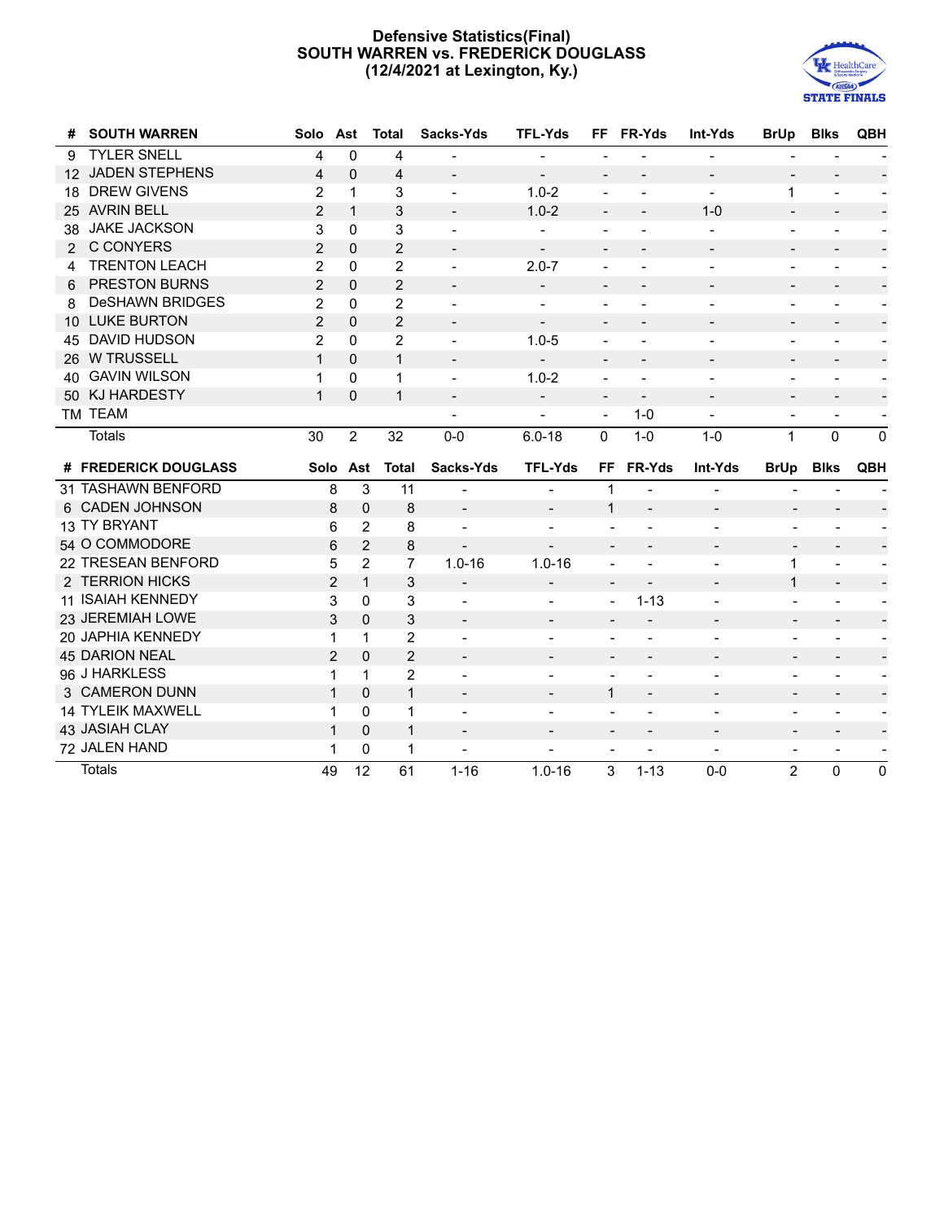# Defensive Statistics(Final)
## SOUTH WARREN vs. FREDERICK DOUGLASS
## (12/4/2021 at Lexington, Ky.)

| # | SOUTH WARREN | Solo | Ast | Total | Sacks-Yds | TFL-Yds | FF | FR-Yds | Int-Yds | BrUp | Blks | QBH |
|---|---|---|---|---|---|---|---|---|---|---|---|---|
| 9 | TYLER SNELL | 4 | 0 | 4 | - | - | - | - | - | - | - | - |
| 12 | JADEN STEPHENS | 4 | 0 | 4 | - | - | - | - | - | - | - | - |
| 18 | DREW GIVENS | 2 | 1 | 3 | - | 1.0-2 | - | - | - | 1 | - | - |
| 25 | AVRIN BELL | 2 | 1 | 3 | - | 1.0-2 | - | - | 1-0 | - | - | - |
| 38 | JAKE JACKSON | 3 | 0 | 3 | - | - | - | - | - | - | - | - |
| 2 | C CONYERS | 2 | 0 | 2 | - | - | - | - | - | - | - | - |
| 4 | TRENTON LEACH | 2 | 0 | 2 | - | 2.0-7 | - | - | - | - | - | - |
| 6 | PRESTON BURNS | 2 | 0 | 2 | - | - | - | - | - | - | - | - |
| 8 | DeSHAWN BRIDGES | 2 | 0 | 2 | - | - | - | - | - | - | - | - |
| 10 | LUKE BURTON | 2 | 0 | 2 | - | - | - | - | - | - | - | - |
| 45 | DAVID HUDSON | 2 | 0 | 2 | - | 1.0-5 | - | - | - | - | - | - |
| 26 | W TRUSSELL | 1 | 0 | 1 | - | - | - | - | - | - | - | - |
| 40 | GAVIN WILSON | 1 | 0 | 1 | - | 1.0-2 | - | - | - | - | - | - |
| 50 | KJ HARDESTY | 1 | 0 | 1 | - | - | - | - | - | - | - | - |
| TM | TEAM | | | | - | - | - | 1-0 | - | - | - | - |
| | Totals | 30 | 2 | 32 | 0-0 | 6.0-18 | 0 | 1-0 | 1-0 | 1 | 0 | 0 |

| # | FREDERICK DOUGLASS | Solo | Ast | Total | Sacks-Yds | TFL-Yds | FF | FR-Yds | Int-Yds | BrUp | Blks | QBH |
|---|---|---|---|---|---|---|---|---|---|---|---|---|
| 31 | TASHAWN BENFORD | 8 | 3 | 11 | - | - | 1 | - | - | - | - | - |
| 6 | CADEN JOHNSON | 8 | 0 | 8 | - | - | 1 | - | - | - | - | - |
| 13 | TY BRYANT | 6 | 2 | 8 | - | - | - | - | - | - | - | - |
| 54 | O COMMODORE | 6 | 2 | 8 | - | - | - | - | - | - | - | - |
| 22 | TRESEAN BENFORD | 5 | 2 | 7 | 1.0-16 | 1.0-16 | - | - | - | 1 | - | - |
| 2 | TERRION HICKS | 2 | 1 | 3 | - | - | - | - | - | 1 | - | - |
| 11 | ISAIAH KENNEDY | 3 | 0 | 3 | - | - | - | 1-13 | - | - | - | - |
| 23 | JEREMIAH LOWE | 3 | 0 | 3 | - | - | - | - | - | - | - | - |
| 20 | JAPHIA KENNEDY | 1 | 1 | 2 | - | - | - | - | - | - | - | - |
| 45 | DARION NEAL | 2 | 0 | 2 | - | - | - | - | - | - | - | - |
| 96 | J HARKLESS | 1 | 1 | 2 | - | - | - | - | - | - | - | - |
| 3 | CAMERON DUNN | 1 | 0 | 1 | - | - | 1 | - | - | - | - | - |
| 14 | TYLEIK MAXWELL | 1 | 0 | 1 | - | - | - | - | - | - | - | - |
| 43 | JASIAH CLAY | 1 | 0 | 1 | - | - | - | - | - | - | - | - |
| 72 | JALEN HAND | 1 | 0 | 1 | - | - | - | - | - | - | - | - |
| | Totals | 49 | 12 | 61 | 1-16 | 1.0-16 | 3 | 1-13 | 0-0 | 2 | 0 | 0 |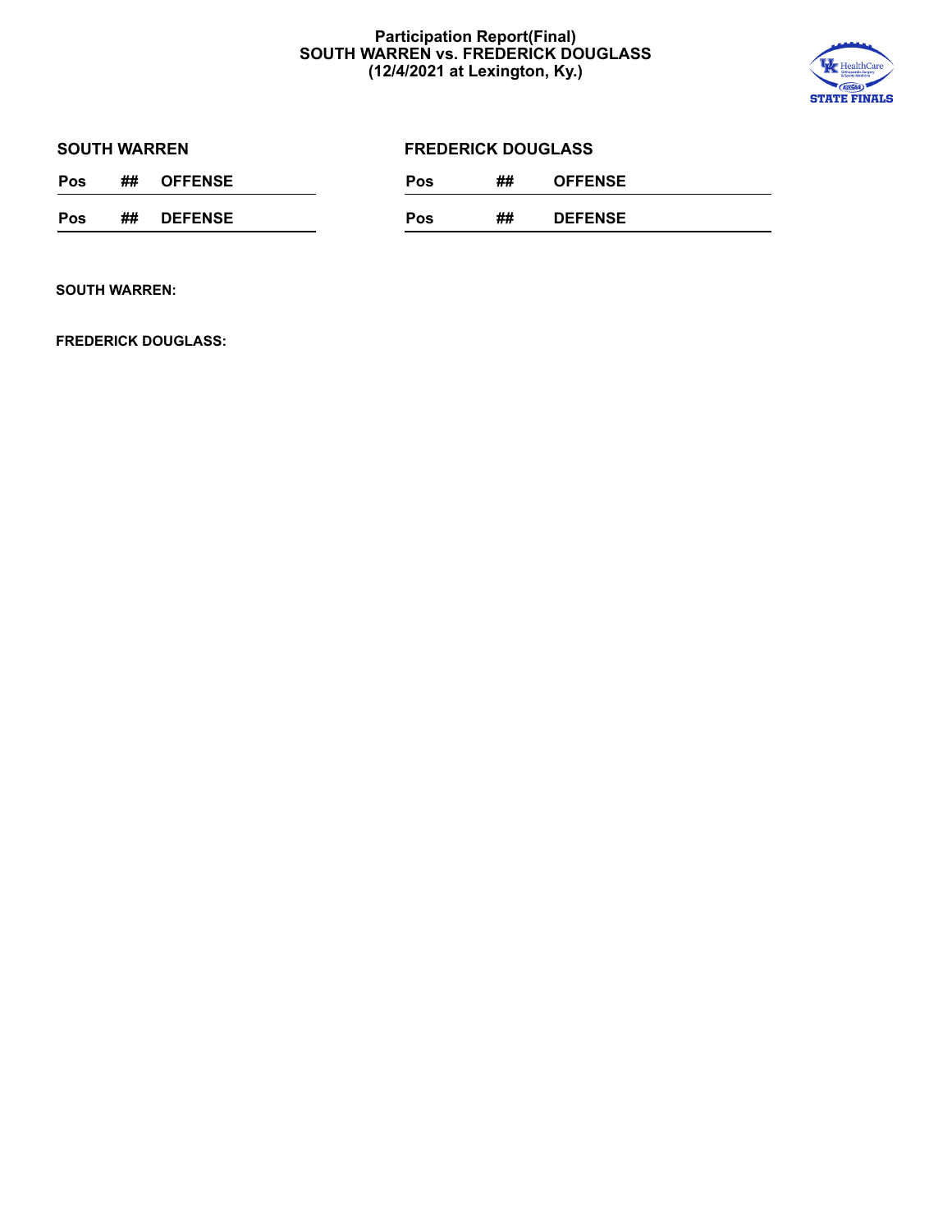# Participation Report(Final)
## SOUTH WARREN vs. FREDERICK DOUGLASS
## (12/4/2021 at Lexington, Ky.)

### SOUTH WARREN

| Pos | ## | OFFENSE |
| --- | --- | --- |

| Pos | ## | DEFENSE |
| --- | --- | --- |

### FREDERICK DOUGLASS

| Pos | ## | OFFENSE |
| --- | --- | --- |

| Pos | ## | DEFENSE |
| --- | --- | --- |

**SOUTH WARREN:**

**FREDERICK DOUGLASS:**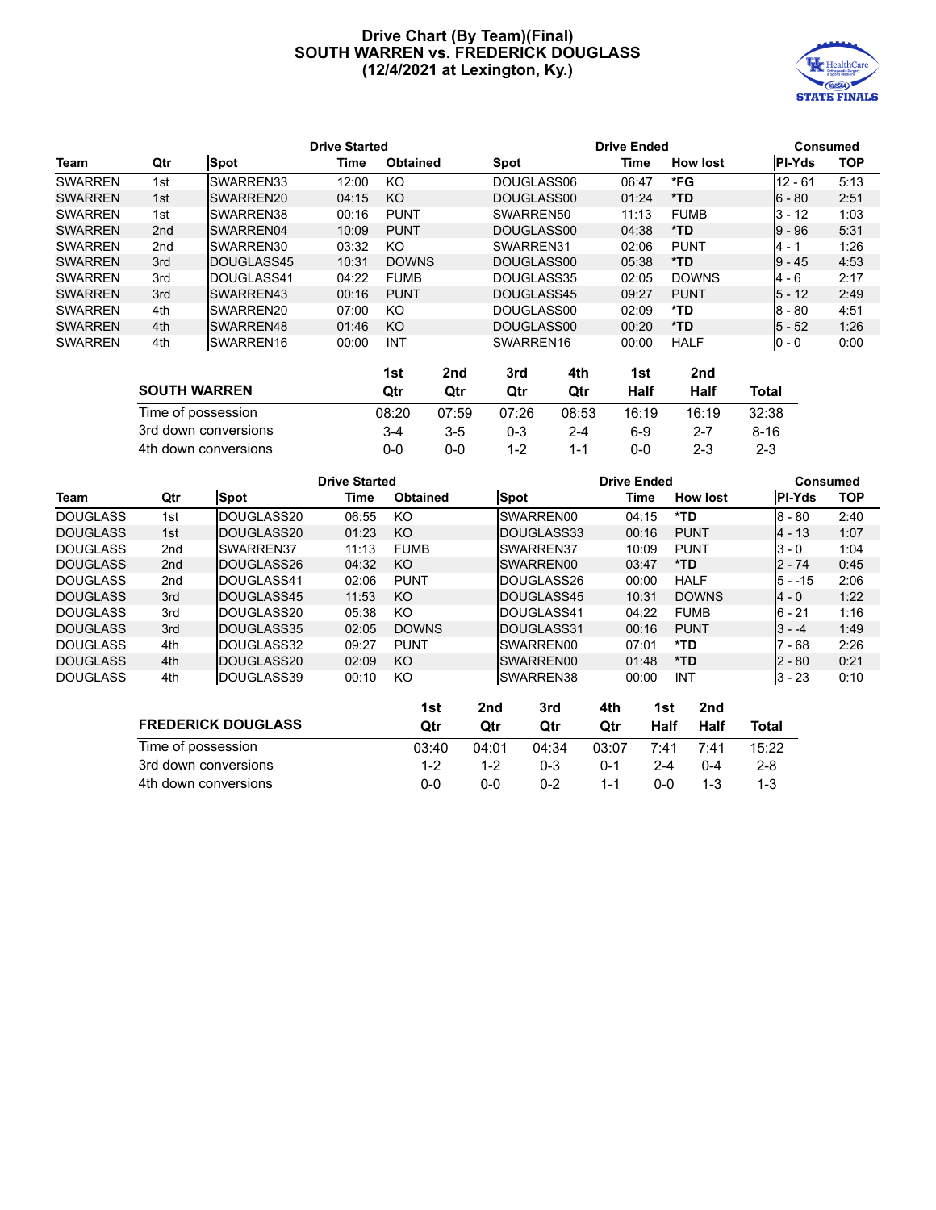# Drive Chart (By Team)(Final)
## SOUTH WARREN vs. FREDERICK DOUGLASS
### (12/4/2021 at Lexington, Ky.)

| | | Drive Started | | | Drive Ended | | | Consumed | |
|---|---|---|---|---|---|---|---|---|---|
| Team | Qtr | Spot | Time | Obtained | Spot | Time | How lost | Pl-Yds | TOP |
| SWARREN | 1st | SWARREN33 | 12:00 | KO | DOUGLASS06 | 06:47 | *FG | 12 - 61 | 5:13 |
| SWARREN | 1st | SWARREN20 | 04:15 | KO | DOUGLASS00 | 01:24 | *TD | 6 - 80 | 2:51 |
| SWARREN | 1st | SWARREN38 | 00:16 | PUNT | SWARREN50 | 11:13 | FUMB | 3 - 12 | 1:03 |
| SWARREN | 2nd | SWARREN04 | 10:09 | PUNT | DOUGLASS00 | 04:38 | *TD | 9 - 96 | 5:31 |
| SWARREN | 2nd | SWARREN30 | 03:32 | KO | SWARREN31 | 02:06 | PUNT | 4 - 1 | 1:26 |
| SWARREN | 3rd | DOUGLASS45 | 10:31 | DOWNS | DOUGLASS00 | 05:38 | *TD | 9 - 45 | 4:53 |
| SWARREN | 3rd | DOUGLASS41 | 04:22 | FUMB | DOUGLASS35 | 02:05 | DOWNS | 4 - 6 | 2:17 |
| SWARREN | 3rd | SWARREN43 | 00:16 | PUNT | DOUGLASS45 | 09:27 | PUNT | 5 - 12 | 2:49 |
| SWARREN | 4th | SWARREN20 | 07:00 | KO | DOUGLASS00 | 02:09 | *TD | 8 - 80 | 4:51 |
| SWARREN | 4th | SWARREN48 | 01:46 | KO | DOUGLASS00 | 00:20 | *TD | 5 - 52 | 1:26 |
| SWARREN | 4th | SWARREN16 | 00:00 | INT | SWARREN16 | 00:00 | HALF | 0 - 0 | 0:00 |

| SOUTH WARREN | 1st Qtr | 2nd Qtr | 3rd Qtr | 4th Qtr | 1st Half | 2nd Half | Total |
|---|---|---|---|---|---|---|---|
| Time of possession | 08:20 | 07:59 | 07:26 | 08:53 | 16:19 | 16:19 | 32:38 |
| 3rd down conversions | 3-4 | 3-5 | 0-3 | 2-4 | 6-9 | 2-7 | 8-16 |
| 4th down conversions | 0-0 | 0-0 | 1-2 | 1-1 | 0-0 | 2-3 | 2-3 |

| | | Drive Started | | | Drive Ended | | | Consumed | |
|---|---|---|---|---|---|---|---|---|---|
| Team | Qtr | Spot | Time | Obtained | Spot | Time | How lost | Pl-Yds | TOP |
| DOUGLASS | 1st | DOUGLASS20 | 06:55 | KO | SWARREN00 | 04:15 | *TD | 8 - 80 | 2:40 |
| DOUGLASS | 1st | DOUGLASS20 | 01:23 | KO | DOUGLASS33 | 00:16 | PUNT | 4 - 13 | 1:07 |
| DOUGLASS | 2nd | SWARREN37 | 11:13 | FUMB | SWARREN37 | 10:09 | PUNT | 3 - 0 | 1:04 |
| DOUGLASS | 2nd | DOUGLASS26 | 04:32 | KO | SWARREN00 | 03:47 | *TD | 2 - 74 | 0:45 |
| DOUGLASS | 2nd | DOUGLASS41 | 02:06 | PUNT | DOUGLASS26 | 00:00 | HALF | 5 - -15 | 2:06 |
| DOUGLASS | 3rd | DOUGLASS45 | 11:53 | KO | DOUGLASS45 | 10:31 | DOWNS | 4 - 0 | 1:22 |
| DOUGLASS | 3rd | DOUGLASS20 | 05:38 | KO | DOUGLASS41 | 04:22 | FUMB | 6 - 21 | 1:16 |
| DOUGLASS | 3rd | DOUGLASS35 | 02:05 | DOWNS | DOUGLASS31 | 00:16 | PUNT | 3 - -4 | 1:49 |
| DOUGLASS | 4th | DOUGLASS32 | 09:27 | PUNT | SWARREN00 | 07:01 | *TD | 7 - 68 | 2:26 |
| DOUGLASS | 4th | DOUGLASS20 | 02:09 | KO | SWARREN00 | 01:48 | *TD | 2 - 80 | 0:21 |
| DOUGLASS | 4th | DOUGLASS39 | 00:10 | KO | SWARREN38 | 00:00 | INT | 3 - 23 | 0:10 |

| FREDERICK DOUGLASS | 1st Qtr | 2nd Qtr | 3rd Qtr | 4th Qtr | 1st Half | 2nd Half | Total |
|---|---|---|---|---|---|---|---|
| Time of possession | 03:40 | 04:01 | 04:34 | 03:07 | 7:41 | 7:41 | 15:22 |
| 3rd down conversions | 1-2 | 1-2 | 0-3 | 0-1 | 2-4 | 0-4 | 2-8 |
| 4th down conversions | 0-0 | 0-0 | 0-2 | 1-1 | 0-0 | 1-3 | 1-3 |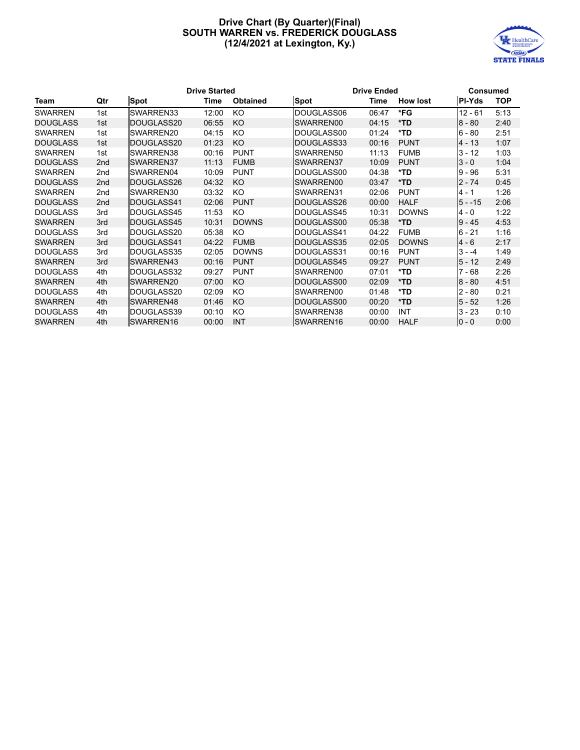# Drive Chart (By Quarter)(Final)
## SOUTH WARREN vs. FREDERICK DOUGLASS
## (12/4/2021 at Lexington, Ky.)

| | | Drive Started | | | Drive Ended | | | Consumed | |
|---|---|---|---|---|---|---|---|---|---|
| Team | Qtr | Spot | Time | Obtained | Spot | Time | How lost | Pl-Yds | TOP |
| SWARREN | 1st | SWARREN33 | 12:00 | KO | DOUGLASS06 | 06:47 | *FG | 12 - 61 | 5:13 |
| DOUGLASS | 1st | DOUGLASS20 | 06:55 | KO | SWARREN00 | 04:15 | *TD | 8 - 80 | 2:40 |
| SWARREN | 1st | SWARREN20 | 04:15 | KO | DOUGLASS00 | 01:24 | *TD | 6 - 80 | 2:51 |
| DOUGLASS | 1st | DOUGLASS20 | 01:23 | KO | DOUGLASS33 | 00:16 | PUNT | 4 - 13 | 1:07 |
| SWARREN | 1st | SWARREN38 | 00:16 | PUNT | SWARREN50 | 11:13 | FUMB | 3 - 12 | 1:03 |
| DOUGLASS | 2nd | SWARREN37 | 11:13 | FUMB | SWARREN37 | 10:09 | PUNT | 3 - 0 | 1:04 |
| SWARREN | 2nd | SWARREN04 | 10:09 | PUNT | DOUGLASS00 | 04:38 | *TD | 9 - 96 | 5:31 |
| DOUGLASS | 2nd | DOUGLASS26 | 04:32 | KO | SWARREN00 | 03:47 | *TD | 2 - 74 | 0:45 |
| SWARREN | 2nd | SWARREN30 | 03:32 | KO | SWARREN31 | 02:06 | PUNT | 4 - 1 | 1:26 |
| DOUGLASS | 2nd | DOUGLASS41 | 02:06 | PUNT | DOUGLASS26 | 00:00 | HALF | 5 - -15 | 2:06 |
| DOUGLASS | 3rd | DOUGLASS45 | 11:53 | KO | DOUGLASS45 | 10:31 | DOWNS | 4 - 0 | 1:22 |
| SWARREN | 3rd | DOUGLASS45 | 10:31 | DOWNS | DOUGLASS00 | 05:38 | *TD | 9 - 45 | 4:53 |
| DOUGLASS | 3rd | DOUGLASS20 | 05:38 | KO | DOUGLASS41 | 04:22 | FUMB | 6 - 21 | 1:16 |
| SWARREN | 3rd | DOUGLASS41 | 04:22 | FUMB | DOUGLASS35 | 02:05 | DOWNS | 4 - 6 | 2:17 |
| DOUGLASS | 3rd | DOUGLASS35 | 02:05 | DOWNS | DOUGLASS31 | 00:16 | PUNT | 3 - -4 | 1:49 |
| SWARREN | 3rd | SWARREN43 | 00:16 | PUNT | DOUGLASS45 | 09:27 | PUNT | 5 - 12 | 2:49 |
| DOUGLASS | 4th | DOUGLASS32 | 09:27 | PUNT | SWARREN00 | 07:01 | *TD | 7 - 68 | 2:26 |
| SWARREN | 4th | SWARREN20 | 07:00 | KO | DOUGLASS00 | 02:09 | *TD | 8 - 80 | 4:51 |
| DOUGLASS | 4th | DOUGLASS20 | 02:09 | KO | SWARREN00 | 01:48 | *TD | 2 - 80 | 0:21 |
| SWARREN | 4th | SWARREN48 | 01:46 | KO | DOUGLASS00 | 00:20 | *TD | 5 - 52 | 1:26 |
| DOUGLASS | 4th | DOUGLASS39 | 00:10 | KO | SWARREN38 | 00:00 | INT | 3 - 23 | 0:10 |
| SWARREN | 4th | SWARREN16 | 00:00 | INT | SWARREN16 | 00:00 | HALF | 0 - 0 | 0:00 |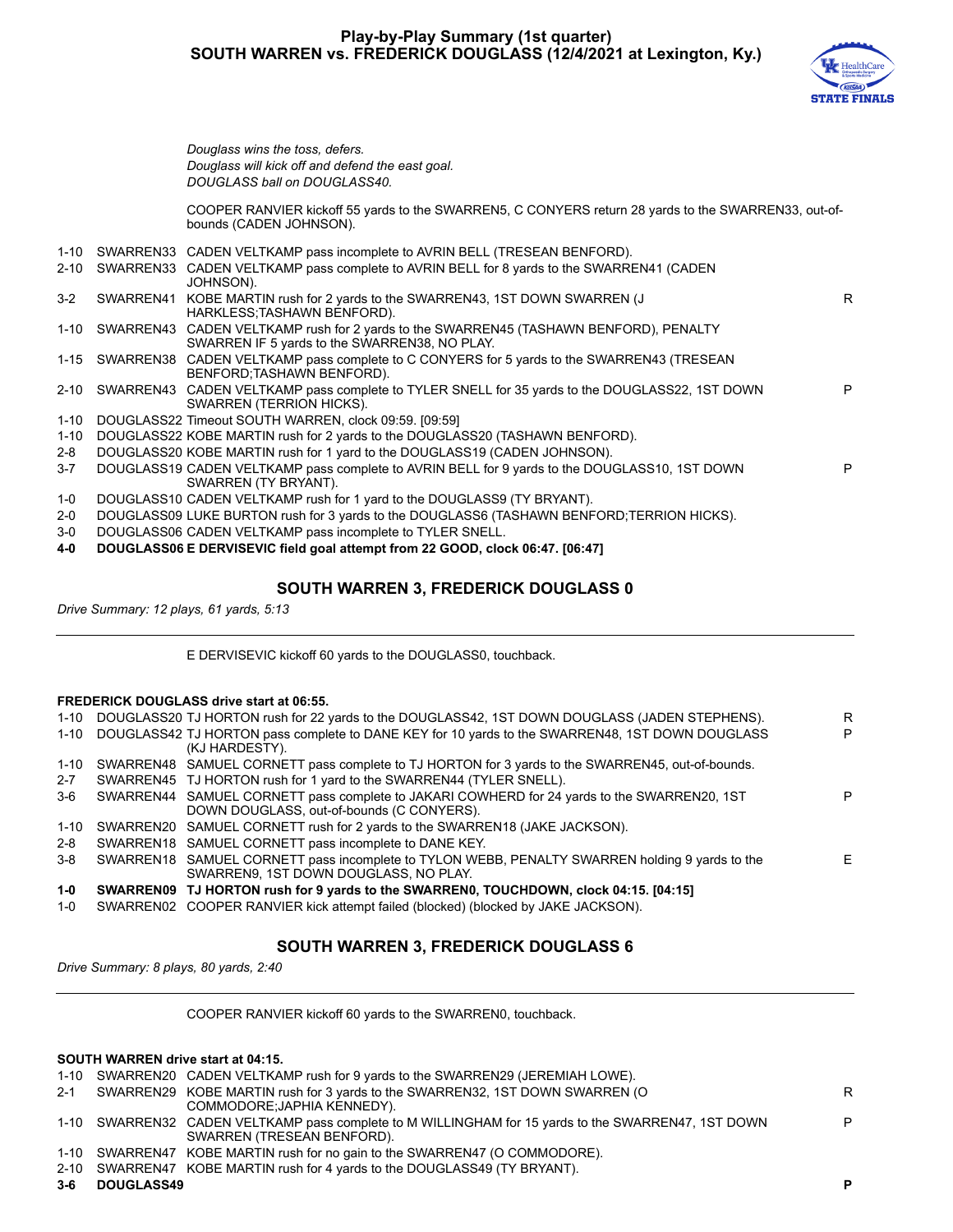# Play-by-Play Summary (1st quarter)
## SOUTH WARREN vs. FREDERICK DOUGLASS (12/4/2021 at Lexington, Ky.)

*Douglass wins the toss, defers.*
*Douglass will kick off and defend the east goal.*
*DOUGLASS ball on DOUGLASS40.*

COOPER RANVIER kickoff 55 yards to the SWARREN5, C CONYERS return 28 yards to the SWARREN33, out-of-bounds (CADEN JOHNSON).

| Down | Spot | Play | |
|---|---|---|---|
| 1-10 | SWARREN33 | CADEN VELTKAMP pass incomplete to AVRIN BELL (TRESEAN BENFORD). | |
| 2-10 | SWARREN33 | CADEN VELTKAMP pass complete to AVRIN BELL for 8 yards to the SWARREN41 (CADEN JOHNSON). | |
| 3-2 | SWARREN41 | KOBE MARTIN rush for 2 yards to the SWARREN43, 1ST DOWN SWARREN (J HARKLESS;TASHAWN BENFORD). | R |
| 1-10 | SWARREN43 | CADEN VELTKAMP rush for 2 yards to the SWARREN45 (TASHAWN BENFORD), PENALTY SWARREN IF 5 yards to the SWARREN38, NO PLAY. | |
| 1-15 | SWARREN38 | CADEN VELTKAMP pass complete to C CONYERS for 5 yards to the SWARREN43 (TRESEAN BENFORD;TASHAWN BENFORD). | |
| 2-10 | SWARREN43 | CADEN VELTKAMP pass complete to TYLER SNELL for 35 yards to the DOUGLASS22, 1ST DOWN SWARREN (TERRION HICKS). | P |
| 1-10 | DOUGLASS22 | Timeout SOUTH WARREN, clock 09:59. [09:59] | |
| 1-10 | DOUGLASS22 | KOBE MARTIN rush for 2 yards to the DOUGLASS20 (TASHAWN BENFORD). | |
| 2-8 | DOUGLASS20 | KOBE MARTIN rush for 1 yard to the DOUGLASS19 (CADEN JOHNSON). | |
| 3-7 | DOUGLASS19 | CADEN VELTKAMP pass complete to AVRIN BELL for 9 yards to the DOUGLASS10, 1ST DOWN SWARREN (TY BRYANT). | P |
| 1-0 | DOUGLASS10 | CADEN VELTKAMP rush for 1 yard to the DOUGLASS9 (TY BRYANT). | |
| 2-0 | DOUGLASS09 | LUKE BURTON rush for 3 yards to the DOUGLASS6 (TASHAWN BENFORD;TERRION HICKS). | |
| 3-0 | DOUGLASS06 | CADEN VELTKAMP pass incomplete to TYLER SNELL. | |
| **4-0** | **DOUGLASS06** | **E DERVISEVIC field goal attempt from 22 GOOD, clock 06:47. [06:47]** | |

### SOUTH WARREN 3, FREDERICK DOUGLASS 0

*Drive Summary: 12 plays, 61 yards, 5:13*

E DERVISEVIC kickoff 60 yards to the DOUGLASS0, touchback.

**FREDERICK DOUGLASS drive start at 06:55.**

| Down | Spot | Play | |
|---|---|---|---|
| 1-10 | DOUGLASS20 | TJ HORTON rush for 22 yards to the DOUGLASS42, 1ST DOWN DOUGLASS (JADEN STEPHENS). | R |
| 1-10 | DOUGLASS42 | TJ HORTON pass complete to DANE KEY for 10 yards to the SWARREN48, 1ST DOWN DOUGLASS (KJ HARDESTY). | P |
| 1-10 | SWARREN48 | SAMUEL CORNETT pass complete to TJ HORTON for 3 yards to the SWARREN45, out-of-bounds. | |
| 2-7 | SWARREN45 | TJ HORTON rush for 1 yard to the SWARREN44 (TYLER SNELL). | |
| 3-6 | SWARREN44 | SAMUEL CORNETT pass complete to JAKARI COWHERD for 24 yards to the SWARREN20, 1ST DOWN DOUGLASS, out-of-bounds (C CONYERS). | P |
| 1-10 | SWARREN20 | SAMUEL CORNETT rush for 2 yards to the SWARREN18 (JAKE JACKSON). | |
| 2-8 | SWARREN18 | SAMUEL CORNETT pass incomplete to DANE KEY. | |
| 3-8 | SWARREN18 | SAMUEL CORNETT pass incomplete to TYLON WEBB, PENALTY SWARREN holding 9 yards to the SWARREN9, 1ST DOWN DOUGLASS, NO PLAY. | E |
| **1-0** | **SWARREN09** | **TJ HORTON rush for 9 yards to the SWARREN0, TOUCHDOWN, clock 04:15. [04:15]** | |
| 1-0 | SWARREN02 | COOPER RANVIER kick attempt failed (blocked) (blocked by JAKE JACKSON). | |

### SOUTH WARREN 3, FREDERICK DOUGLASS 6

*Drive Summary: 8 plays, 80 yards, 2:40*

COOPER RANVIER kickoff 60 yards to the SWARREN0, touchback.

**SOUTH WARREN drive start at 04:15.**

| Down | Spot | Play | |
|---|---|---|---|
| 1-10 | SWARREN20 | CADEN VELTKAMP rush for 9 yards to the SWARREN29 (JEREMIAH LOWE). | |
| 2-1 | SWARREN29 | KOBE MARTIN rush for 3 yards to the SWARREN32, 1ST DOWN SWARREN (O COMMODORE;JAPHIA KENNEDY). | R |
| 1-10 | SWARREN32 | CADEN VELTKAMP pass complete to M WILLINGHAM for 15 yards to the SWARREN47, 1ST DOWN SWARREN (TRESEAN BENFORD). | P |
| 1-10 | SWARREN47 | KOBE MARTIN rush for no gain to the SWARREN47 (O COMMODORE). | |
| 2-10 | SWARREN47 | KOBE MARTIN rush for 4 yards to the DOUGLASS49 (TY BRYANT). | |
| **3-6** | **DOUGLASS49** | | **P** |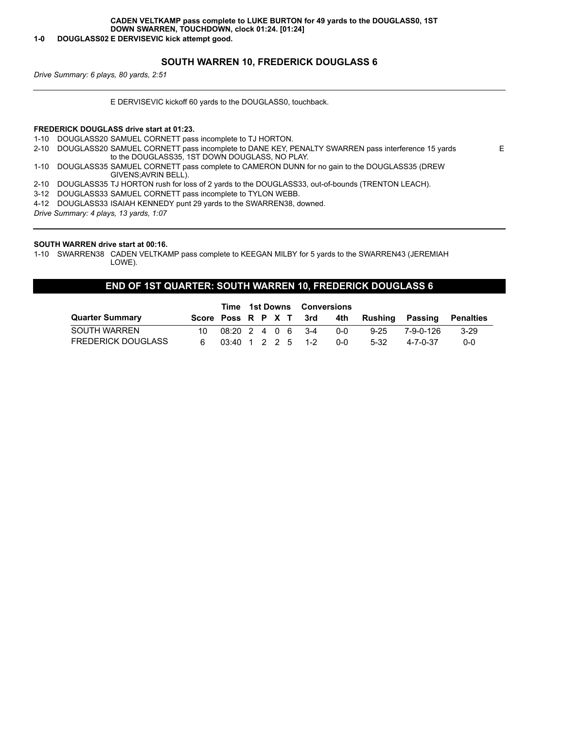**CADEN VELTKAMP pass complete to LUKE BURTON for 49 yards to the DOUGLASS0, 1ST DOWN SWARREN, TOUCHDOWN, clock 01:24. [01:24]**

**1-0 DOUGLASS02 E DERVISEVIC kick attempt good.**

### SOUTH WARREN 10, FREDERICK DOUGLASS 6

*Drive Summary: 6 plays, 80 yards, 2:51*

---

E DERVISEVIC kickoff 60 yards to the DOUGLASS0, touchback.

**FREDERICK DOUGLASS drive start at 01:23.**

1-10 DOUGLASS20 SAMUEL CORNETT pass incomplete to TJ HORTON.

2-10 DOUGLASS20 SAMUEL CORNETT pass incomplete to DANE KEY, PENALTY SWARREN pass interference 15 yards to the DOUGLASS35, 1ST DOWN DOUGLASS, NO PLAY. E

1-10 DOUGLASS35 SAMUEL CORNETT pass complete to CAMERON DUNN for no gain to the DOUGLASS35 (DREW GIVENS;AVRIN BELL).

2-10 DOUGLASS35 TJ HORTON rush for loss of 2 yards to the DOUGLASS33, out-of-bounds (TRENTON LEACH).

3-12 DOUGLASS33 SAMUEL CORNETT pass incomplete to TYLON WEBB.

4-12 DOUGLASS33 ISAIAH KENNEDY punt 29 yards to the SWARREN38, downed.

*Drive Summary: 4 plays, 13 yards, 1:07*

---

**SOUTH WARREN drive start at 00:16.**

1-10 SWARREN38 CADEN VELTKAMP pass complete to KEEGAN MILBY for 5 yards to the SWARREN43 (JEREMIAH LOWE).

## END OF 1ST QUARTER: SOUTH WARREN 10, FREDERICK DOUGLASS 6

| Quarter Summary | Score | Time Poss | 1st Downs R | P | X | T | Conversions 3rd | 4th | Rushing | Passing | Penalties |
|---|---|---|---|---|---|---|---|---|---|---|---|
| SOUTH WARREN | 10 | 08:20 | 2 | 4 | 0 | 6 | 3-4 | 0-0 | 9-25 | 7-9-0-126 | 3-29 |
| FREDERICK DOUGLASS | 6 | 03:40 | 1 | 2 | 2 | 5 | 1-2 | 0-0 | 5-32 | 4-7-0-37 | 0-0 |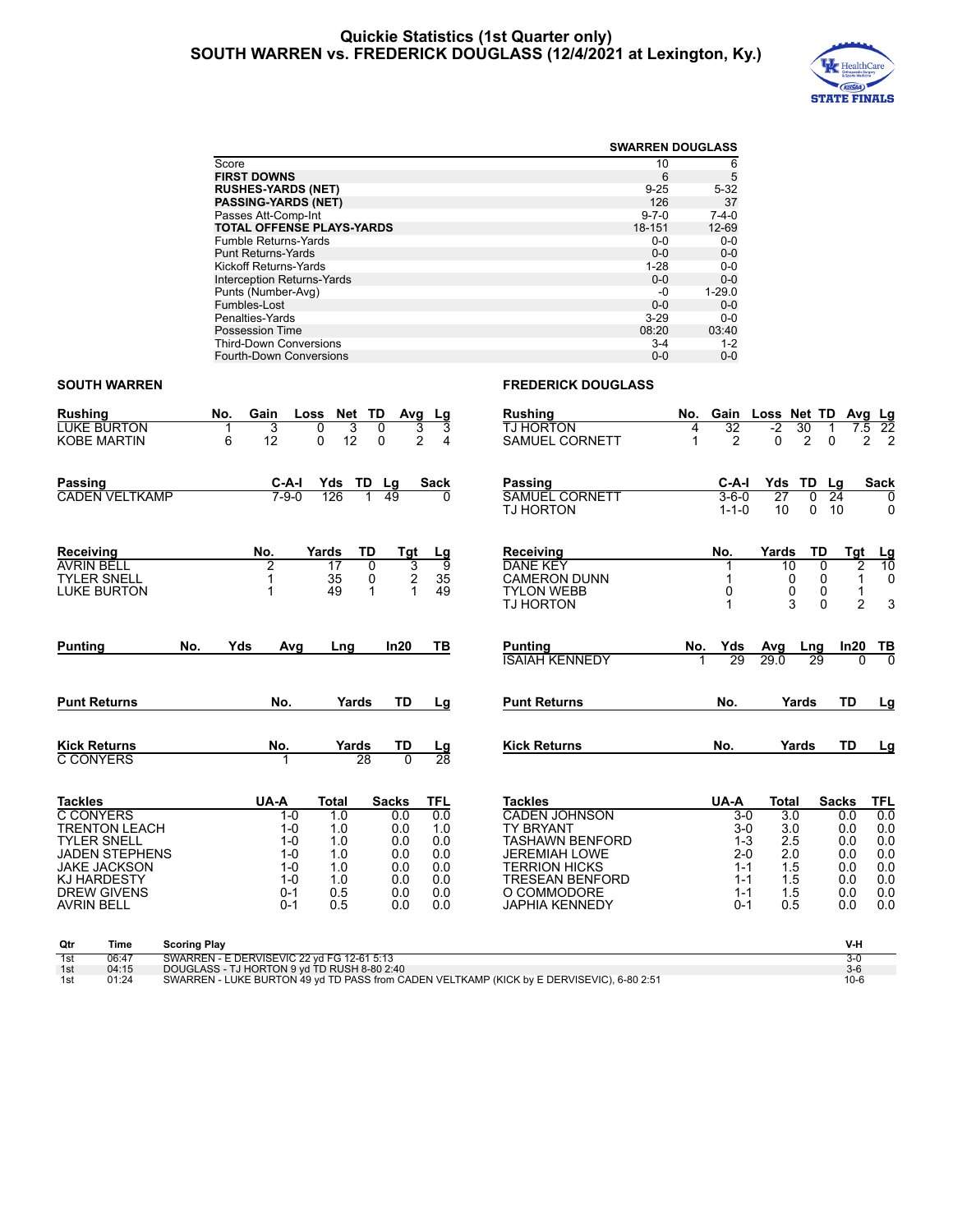# Quickie Statistics (1st Quarter only)
## SOUTH WARREN vs. FREDERICK DOUGLASS (12/4/2021 at Lexington, Ky.)

| | SWARREN | DOUGLASS |
|---|---|---|
| Score | 10 | 6 |
| **FIRST DOWNS** | 6 | 5 |
| **RUSHES-YARDS (NET)** | 9-25 | 5-32 |
| **PASSING-YARDS (NET)** | 126 | 37 |
| Passes Att-Comp-Int | 9-7-0 | 7-4-0 |
| **TOTAL OFFENSE PLAYS-YARDS** | 18-151 | 12-69 |
| Fumble Returns-Yards | 0-0 | 0-0 |
| Punt Returns-Yards | 0-0 | 0-0 |
| Kickoff Returns-Yards | 1-28 | 0-0 |
| Interception Returns-Yards | 0-0 | 0-0 |
| Punts (Number-Avg) | -0 | 1-29.0 |
| Fumbles-Lost | 0-0 | 0-0 |
| Penalties-Yards | 3-29 | 0-0 |
| Possession Time | 08:20 | 03:40 |
| Third-Down Conversions | 3-4 | 1-2 |
| Fourth-Down Conversions | 0-0 | 0-0 |

### SOUTH WARREN

| Rushing | No. | Gain | Loss | Net | TD | Avg | Lg |
|---|---|---|---|---|---|---|---|
| LUKE BURTON | 1 | 3 | 0 | 3 | 0 | 3 | 3 |
| KOBE MARTIN | 6 | 12 | 0 | 12 | 0 | 2 | 4 |

| Passing | C-A-I | Yds | TD | Lg | Sack |
|---|---|---|---|---|---|
| CADEN VELTKAMP | 7-9-0 | 126 | 1 | 49 | 0 |

| Receiving | No. | Yards | TD | Tgt | Lg |
|---|---|---|---|---|---|
| AVRIN BELL | 2 | 17 | 0 | 3 | 9 |
| TYLER SNELL | 1 | 35 | 0 | 2 | 35 |
| LUKE BURTON | 1 | 49 | 1 | 1 | 49 |

| Punting | No. | Yds | Avg | Lng | In20 | TB |
|---|---|---|---|---|---|---|

| Punt Returns | No. | Yards | TD | Lg |
|---|---|---|---|---|

| Kick Returns | No. | Yards | TD | Lg |
|---|---|---|---|---|
| C CONYERS | 1 | 28 | 0 | 28 |

| Tackles | UA-A | Total | Sacks | TFL |
|---|---|---|---|---|
| C CONYERS | 1-0 | 1.0 | 0.0 | 0.0 |
| TRENTON LEACH | 1-0 | 1.0 | 0.0 | 1.0 |
| TYLER SNELL | 1-0 | 1.0 | 0.0 | 0.0 |
| JADEN STEPHENS | 1-0 | 1.0 | 0.0 | 0.0 |
| JAKE JACKSON | 1-0 | 1.0 | 0.0 | 0.0 |
| KJ HARDESTY | 1-0 | 1.0 | 0.0 | 0.0 |
| DREW GIVENS | 0-1 | 0.5 | 0.0 | 0.0 |
| AVRIN BELL | 0-1 | 0.5 | 0.0 | 0.0 |

### FREDERICK DOUGLASS

| Rushing | No. | Gain | Loss | Net | TD | Avg | Lg |
|---|---|---|---|---|---|---|---|
| TJ HORTON | 4 | 32 | -2 | 30 | 1 | 7.5 | 22 |
| SAMUEL CORNETT | 1 | 2 | 0 | 2 | 0 | 2 | 2 |

| Passing | C-A-I | Yds | TD | Lg | Sack |
|---|---|---|---|---|---|
| SAMUEL CORNETT | 3-6-0 | 27 | 0 | 24 | 0 |
| TJ HORTON | 1-1-0 | 10 | 0 | 10 | 0 |

| Receiving | No. | Yards | TD | Tgt | Lg |
|---|---|---|---|---|---|
| DANE KEY | 1 | 10 | 0 | 2 | 10 |
| CAMERON DUNN | 1 | 0 | 0 | 1 | 0 |
| TYLON WEBB | 0 | 0 | 0 | 1 | |
| TJ HORTON | 1 | 3 | 0 | 2 | 3 |

| Punting | No. | Yds | Avg | Lng | In20 | TB |
|---|---|---|---|---|---|---|
| ISAIAH KENNEDY | 1 | 29 | 29.0 | 29 | 0 | 0 |

| Punt Returns | No. | Yards | TD | Lg |
|---|---|---|---|---|

| Kick Returns | No. | Yards | TD | Lg |
|---|---|---|---|---|

| Tackles | UA-A | Total | Sacks | TFL |
|---|---|---|---|---|
| CADEN JOHNSON | 3-0 | 3.0 | 0.0 | 0.0 |
| TY BRYANT | 3-0 | 3.0 | 0.0 | 0.0 |
| TASHAWN BENFORD | 1-3 | 2.5 | 0.0 | 0.0 |
| JEREMIAH LOWE | 2-0 | 2.0 | 0.0 | 0.0 |
| TERRION HICKS | 1-1 | 1.5 | 0.0 | 0.0 |
| TRESEAN BENFORD | 1-1 | 1.5 | 0.0 | 0.0 |
| O COMMODORE | 1-1 | 1.5 | 0.0 | 0.0 |
| JAPHIA KENNEDY | 0-1 | 0.5 | 0.0 | 0.0 |

| Qtr | Time | Scoring Play | V-H |
|---|---|---|---|
| 1st | 06:47 | SWARREN - E DERVISEVIC 22 yd FG 12-61 5:13 | 3-0 |
| 1st | 04:15 | DOUGLASS - TJ HORTON 9 yd TD RUSH 8-80 2:40 | 3-6 |
| 1st | 01:24 | SWARREN - LUKE BURTON 49 yd TD PASS from CADEN VELTKAMP (KICK by E DERVISEVIC), 6-80 2:51 | 10-6 |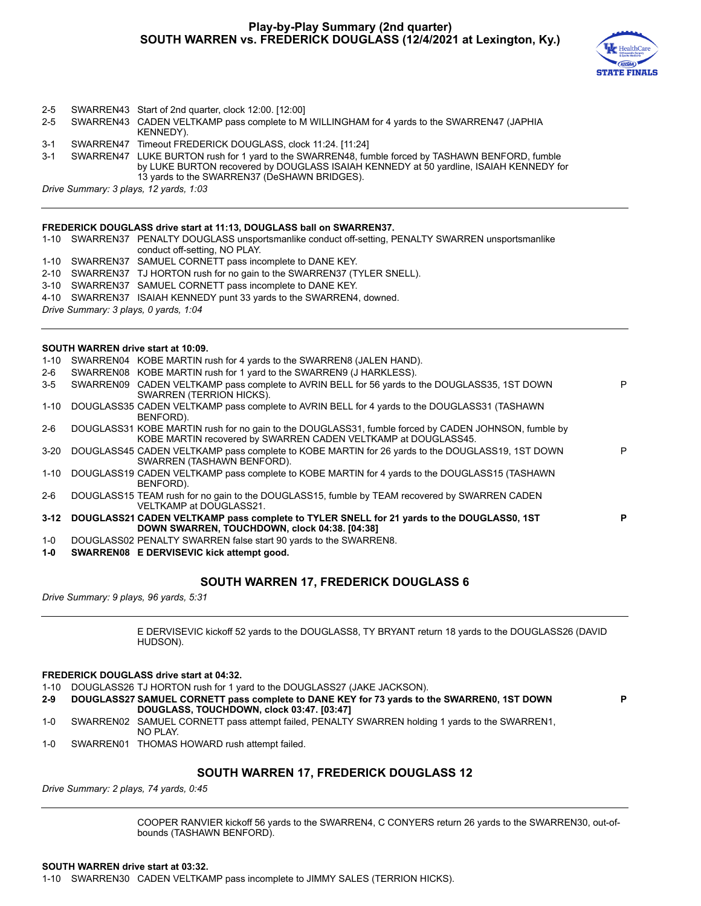# Play-by-Play Summary (2nd quarter)
## SOUTH WARREN vs. FREDERICK DOUGLASS (12/4/2021 at Lexington, Ky.)

| | | | |
|---|---|---|---|
| 2-5 | SWARREN43 | Start of 2nd quarter, clock 12:00. [12:00] | |
| 2-5 | SWARREN43 | CADEN VELTKAMP pass complete to M WILLINGHAM for 4 yards to the SWARREN47 (JAPHIA KENNEDY). | |
| 3-1 | SWARREN47 | Timeout FREDERICK DOUGLASS, clock 11:24. [11:24] | |
| 3-1 | SWARREN47 | LUKE BURTON rush for 1 yard to the SWARREN48, fumble forced by TASHAWN BENFORD, fumble by LUKE BURTON recovered by DOUGLASS ISAIAH KENNEDY at 50 yardline, ISAIAH KENNEDY for 13 yards to the SWARREN37 (DeSHAWN BRIDGES). | |

*Drive Summary: 3 plays, 12 yards, 1:03*

---

**FREDERICK DOUGLASS drive start at 11:13, DOUGLASS ball on SWARREN37.**

| | | | |
|---|---|---|---|
| 1-10 | SWARREN37 | PENALTY DOUGLASS unsportsmanlike conduct off-setting, PENALTY SWARREN unsportsmanlike conduct off-setting, NO PLAY. | |
| 1-10 | SWARREN37 | SAMUEL CORNETT pass incomplete to DANE KEY. | |
| 2-10 | SWARREN37 | TJ HORTON rush for no gain to the SWARREN37 (TYLER SNELL). | |
| 3-10 | SWARREN37 | SAMUEL CORNETT pass incomplete to DANE KEY. | |
| 4-10 | SWARREN37 | ISAIAH KENNEDY punt 33 yards to the SWARREN4, downed. | |

*Drive Summary: 3 plays, 0 yards, 1:04*

---

**SOUTH WARREN drive start at 10:09.**

| | | | |
|---|---|---|---|
| 1-10 | SWARREN04 | KOBE MARTIN rush for 4 yards to the SWARREN8 (JALEN HAND). | |
| 2-6 | SWARREN08 | KOBE MARTIN rush for 1 yard to the SWARREN9 (J HARKLESS). | |
| 3-5 | SWARREN09 | CADEN VELTKAMP pass complete to AVRIN BELL for 56 yards to the DOUGLASS35, 1ST DOWN SWARREN (TERRION HICKS). | P |
| 1-10 | DOUGLASS35 | CADEN VELTKAMP pass complete to AVRIN BELL for 4 yards to the DOUGLASS31 (TASHAWN BENFORD). | |
| 2-6 | DOUGLASS31 | KOBE MARTIN rush for no gain to the DOUGLASS31, fumble forced by CADEN JOHNSON, fumble by KOBE MARTIN recovered by SWARREN CADEN VELTKAMP at DOUGLASS45. | |
| 3-20 | DOUGLASS45 | CADEN VELTKAMP pass complete to KOBE MARTIN for 26 yards to the DOUGLASS19, 1ST DOWN SWARREN (TASHAWN BENFORD). | P |
| 1-10 | DOUGLASS19 | CADEN VELTKAMP pass complete to KOBE MARTIN for 4 yards to the DOUGLASS15 (TASHAWN BENFORD). | |
| 2-6 | DOUGLASS15 | TEAM rush for no gain to the DOUGLASS15, fumble by TEAM recovered by SWARREN CADEN VELTKAMP at DOUGLASS21. | |
| **3-12** | **DOUGLASS21** | **CADEN VELTKAMP pass complete to TYLER SNELL for 21 yards to the DOUGLASS0, 1ST DOWN SWARREN, TOUCHDOWN, clock 04:38. [04:38]** | **P** |
| 1-0 | DOUGLASS02 | PENALTY SWARREN false start 90 yards to the SWARREN8. | |
| **1-0** | **SWARREN08** | **E DERVISEVIC kick attempt good.** | |

### SOUTH WARREN 17, FREDERICK DOUGLASS 6

*Drive Summary: 9 plays, 96 yards, 5:31*

---

E DERVISEVIC kickoff 52 yards to the DOUGLASS8, TY BRYANT return 18 yards to the DOUGLASS26 (DAVID HUDSON).

**FREDERICK DOUGLASS drive start at 04:32.**

| | | | |
|---|---|---|---|
| 1-10 | DOUGLASS26 | TJ HORTON rush for 1 yard to the DOUGLASS27 (JAKE JACKSON). | |
| **2-9** | **DOUGLASS27** | **SAMUEL CORNETT pass complete to DANE KEY for 73 yards to the SWARREN0, 1ST DOWN DOUGLASS, TOUCHDOWN, clock 03:47. [03:47]** | **P** |
| 1-0 | SWARREN02 | SAMUEL CORNETT pass attempt failed, PENALTY SWARREN holding 1 yards to the SWARREN1, NO PLAY. | |
| 1-0 | SWARREN01 | THOMAS HOWARD rush attempt failed. | |

### SOUTH WARREN 17, FREDERICK DOUGLASS 12

*Drive Summary: 2 plays, 74 yards, 0:45*

---

COOPER RANVIER kickoff 56 yards to the SWARREN4, C CONYERS return 26 yards to the SWARREN30, out-of-bounds (TASHAWN BENFORD).

**SOUTH WARREN drive start at 03:32.**

| | | | |
|---|---|---|---|
| 1-10 | SWARREN30 | CADEN VELTKAMP pass incomplete to JIMMY SALES (TERRION HICKS). | |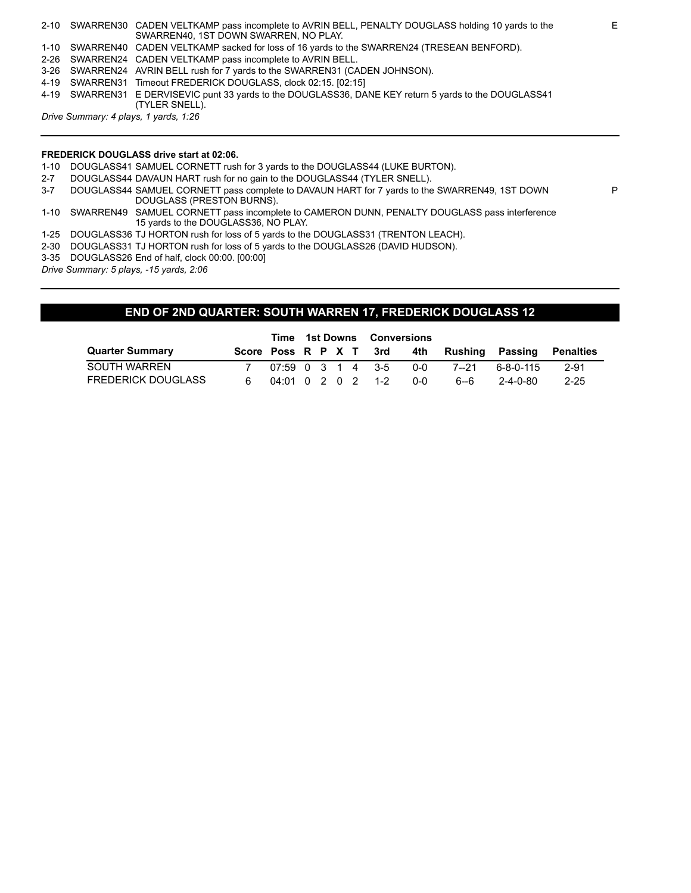| | | | |
|---|---|---|---|
| 2-10 | SWARREN30 | CADEN VELTKAMP pass incomplete to AVRIN BELL, PENALTY DOUGLASS holding 10 yards to the SWARREN40, 1ST DOWN SWARREN, NO PLAY. | E |
| 1-10 | SWARREN40 | CADEN VELTKAMP sacked for loss of 16 yards to the SWARREN24 (TRESEAN BENFORD). | |
| 2-26 | SWARREN24 | CADEN VELTKAMP pass incomplete to AVRIN BELL. | |
| 3-26 | SWARREN24 | AVRIN BELL rush for 7 yards to the SWARREN31 (CADEN JOHNSON). | |
| 4-19 | SWARREN31 | Timeout FREDERICK DOUGLASS, clock 02:15. [02:15] | |
| 4-19 | SWARREN31 | E DERVISEVIC punt 33 yards to the DOUGLASS36, DANE KEY return 5 yards to the DOUGLASS41 (TYLER SNELL). | |

*Drive Summary: 4 plays, 1 yards, 1:26*

---

**FREDERICK DOUGLASS drive start at 02:06.**

| | | | |
|---|---|---|---|
| 1-10 | DOUGLASS41 | SAMUEL CORNETT rush for 3 yards to the DOUGLASS44 (LUKE BURTON). | |
| 2-7 | DOUGLASS44 | DAVAUN HART rush for no gain to the DOUGLASS44 (TYLER SNELL). | |
| 3-7 | DOUGLASS44 | SAMUEL CORNETT pass complete to DAVAUN HART for 7 yards to the SWARREN49, 1ST DOWN DOUGLASS (PRESTON BURNS). | P |
| 1-10 | SWARREN49 | SAMUEL CORNETT pass incomplete to CAMERON DUNN, PENALTY DOUGLASS pass interference 15 yards to the DOUGLASS36, NO PLAY. | |
| 1-25 | DOUGLASS36 | TJ HORTON rush for loss of 5 yards to the DOUGLASS31 (TRENTON LEACH). | |
| 2-30 | DOUGLASS31 | TJ HORTON rush for loss of 5 yards to the DOUGLASS26 (DAVID HUDSON). | |
| 3-35 | DOUGLASS26 | End of half, clock 00:00. [00:00] | |

*Drive Summary: 5 plays, -15 yards, 2:06*

---

## END OF 2ND QUARTER: SOUTH WARREN 17, FREDERICK DOUGLASS 12

| | | Time | 1st Downs | | | | Conversions | | | | |
|---|---|---|---|---|---|---|---|---|---|---|---|
| **Quarter Summary** | **Score** | **Poss** | **R** | **P** | **X** | **T** | **3rd** | **4th** | **Rushing** | **Passing** | **Penalties** |
| SOUTH WARREN | 7 | 07:59 | 0 | 3 | 1 | 4 | 3-5 | 0-0 | 7--21 | 6-8-0-115 | 2-91 |
| FREDERICK DOUGLASS | 6 | 04:01 | 0 | 2 | 0 | 2 | 1-2 | 0-0 | 6--6 | 2-4-0-80 | 2-25 |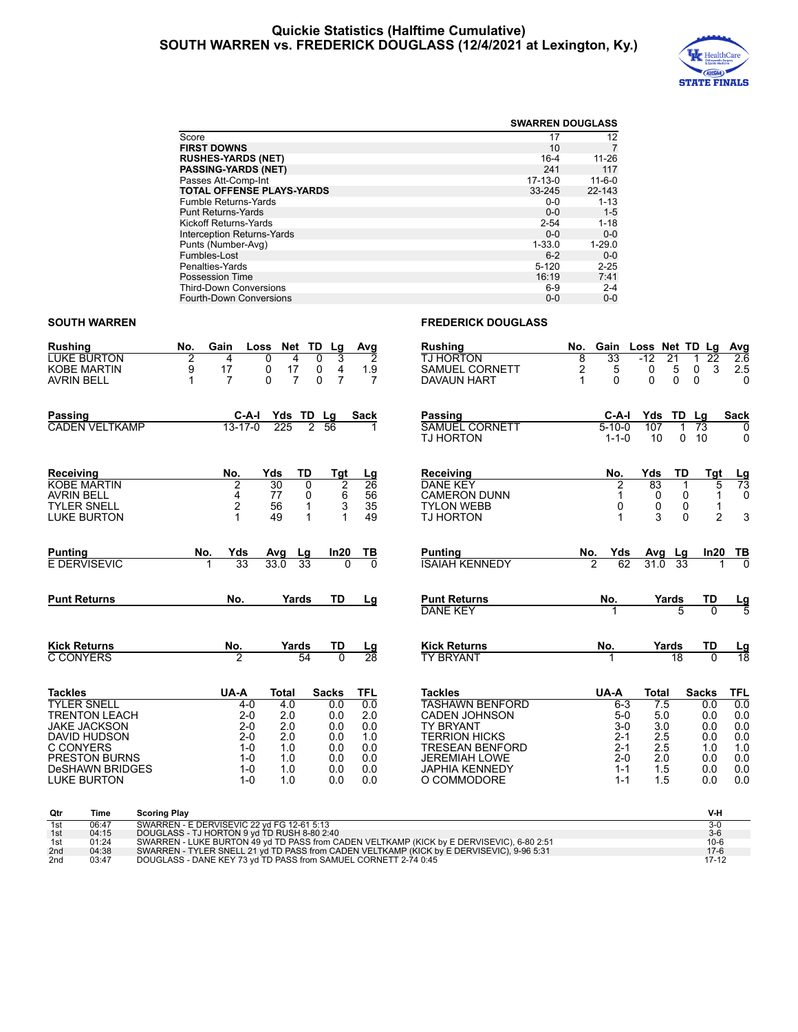# Quickie Statistics (Halftime Cumulative)
## SOUTH WARREN vs. FREDERICK DOUGLASS (12/4/2021 at Lexington, Ky.)

| | SWARREN | DOUGLASS |
|---|---|---|
| Score | 17 | 12 |
| **FIRST DOWNS** | 10 | 7 |
| **RUSHES-YARDS (NET)** | 16-4 | 11-26 |
| **PASSING-YARDS (NET)** | 241 | 117 |
| Passes Att-Comp-Int | 17-13-0 | 11-6-0 |
| **TOTAL OFFENSE PLAYS-YARDS** | 33-245 | 22-143 |
| Fumble Returns-Yards | 0-0 | 1-13 |
| Punt Returns-Yards | 0-0 | 1-5 |
| Kickoff Returns-Yards | 2-54 | 1-18 |
| Interception Returns-Yards | 0-0 | 0-0 |
| Punts (Number-Avg) | 1-33.0 | 1-29.0 |
| Fumbles-Lost | 6-2 | 0-0 |
| Penalties-Yards | 5-120 | 2-25 |
| Possession Time | 16:19 | 7:41 |
| Third-Down Conversions | 6-9 | 2-4 |
| Fourth-Down Conversions | 0-0 | 0-0 |

### SOUTH WARREN

| Rushing | No. | Gain | Loss | Net | TD | Lg | Avg |
|---|---|---|---|---|---|---|---|
| LUKE BURTON | 2 | 4 | 0 | 4 | 0 | 3 | 2 |
| KOBE MARTIN | 9 | 17 | 0 | 17 | 0 | 4 | 1.9 |
| AVRIN BELL | 1 | 7 | 0 | 7 | 0 | 7 | 7 |

| Passing | C-A-I | Yds | TD | Lg | Sack |
|---|---|---|---|---|---|
| CADEN VELTKAMP | 13-17-0 | 225 | 2 | 56 | 1 |

| Receiving | No. | Yds | TD | Tgt | Lg |
|---|---|---|---|---|---|
| KOBE MARTIN | 2 | 30 | 0 | 2 | 26 |
| AVRIN BELL | 4 | 77 | 0 | 6 | 56 |
| TYLER SNELL | 2 | 56 | 1 | 3 | 35 |
| LUKE BURTON | 1 | 49 | 1 | 1 | 49 |

| Punting | No. | Yds | Avg | Lg | In20 | TB |
|---|---|---|---|---|---|---|
| E DERVISEVIC | 1 | 33 | 33.0 | 33 | 0 | 0 |

| Punt Returns | No. | Yards | TD | Lg |
|---|---|---|---|---|

| Kick Returns | No. | Yards | TD | Lg |
|---|---|---|---|---|
| C CONYERS | 2 | 54 | 0 | 28 |

| Tackles | UA-A | Total | Sacks | TFL |
|---|---|---|---|---|
| TYLER SNELL | 4-0 | 4.0 | 0.0 | 0.0 |
| TRENTON LEACH | 2-0 | 2.0 | 0.0 | 2.0 |
| JAKE JACKSON | 2-0 | 2.0 | 0.0 | 0.0 |
| DAVID HUDSON | 2-0 | 2.0 | 0.0 | 1.0 |
| C CONYERS | 1-0 | 1.0 | 0.0 | 0.0 |
| PRESTON BURNS | 1-0 | 1.0 | 0.0 | 0.0 |
| DeSHAWN BRIDGES | 1-0 | 1.0 | 0.0 | 0.0 |
| LUKE BURTON | 1-0 | 1.0 | 0.0 | 0.0 |

### FREDERICK DOUGLASS

| Rushing | No. | Gain | Loss | Net | TD | Lg | Avg |
|---|---|---|---|---|---|---|---|
| TJ HORTON | 8 | 33 | -12 | 21 | 1 | 22 | 2.6 |
| SAMUEL CORNETT | 2 | 5 | 0 | 5 | 0 | 3 | 2.5 |
| DAVAUN HART | 1 | 0 | 0 | 0 | 0 | | 0 |

| Passing | C-A-I | Yds | TD | Lg | Sack |
|---|---|---|---|---|---|
| SAMUEL CORNETT | 5-10-0 | 107 | 1 | 73 | 0 |
| TJ HORTON | 1-1-0 | 10 | 0 | 10 | 0 |

| Receiving | No. | Yds | TD | Tgt | Lg |
|---|---|---|---|---|---|
| DANE KEY | 2 | 83 | 1 | 5 | 73 |
| CAMERON DUNN | 1 | 0 | 0 | 1 | 0 |
| TYLON WEBB | 0 | 0 | 0 | 1 | |
| TJ HORTON | 1 | 3 | 0 | 2 | 3 |

| Punting | No. | Yds | Avg | Lg | In20 | TB |
|---|---|---|---|---|---|---|
| ISAIAH KENNEDY | 2 | 62 | 31.0 | 33 | 1 | 0 |

| Punt Returns | No. | Yards | TD | Lg |
|---|---|---|---|---|
| DANE KEY | 1 | 5 | 0 | 5 |

| Kick Returns | No. | Yards | TD | Lg |
|---|---|---|---|---|
| TY BRYANT | 1 | 18 | 0 | 18 |

| Tackles | UA-A | Total | Sacks | TFL |
|---|---|---|---|---|
| TASHAWN BENFORD | 6-3 | 7.5 | 0.0 | 0.0 |
| CADEN JOHNSON | 5-0 | 5.0 | 0.0 | 0.0 |
| TY BRYANT | 3-0 | 3.0 | 0.0 | 0.0 |
| TERRION HICKS | 2-1 | 2.5 | 0.0 | 0.0 |
| TRESEAN BENFORD | 2-1 | 2.5 | 1.0 | 1.0 |
| JEREMIAH LOWE | 2-0 | 2.0 | 0.0 | 0.0 |
| JAPHIA KENNEDY | 1-1 | 1.5 | 0.0 | 0.0 |
| O COMMODORE | 1-1 | 1.5 | 0.0 | 0.0 |

| Qtr | Time | Scoring Play | V-H |
|---|---|---|---|
| 1st | 06:47 | SWARREN - E DERVISEVIC 22 yd FG 12-61 5:13 | 3-0 |
| 1st | 04:15 | DOUGLASS - TJ HORTON 9 yd TD RUSH 8-80 2:40 | 3-6 |
| 1st | 01:24 | SWARREN - LUKE BURTON 49 yd TD PASS from CADEN VELTKAMP (KICK by E DERVISEVIC), 6-80 2:51 | 10-6 |
| 2nd | 04:38 | SWARREN - TYLER SNELL 21 yd TD PASS from CADEN VELTKAMP (KICK by E DERVISEVIC), 9-96 5:31 | 17-6 |
| 2nd | 03:47 | DOUGLASS - DANE KEY 73 yd TD PASS from SAMUEL CORNETT 2-74 0:45 | 17-12 |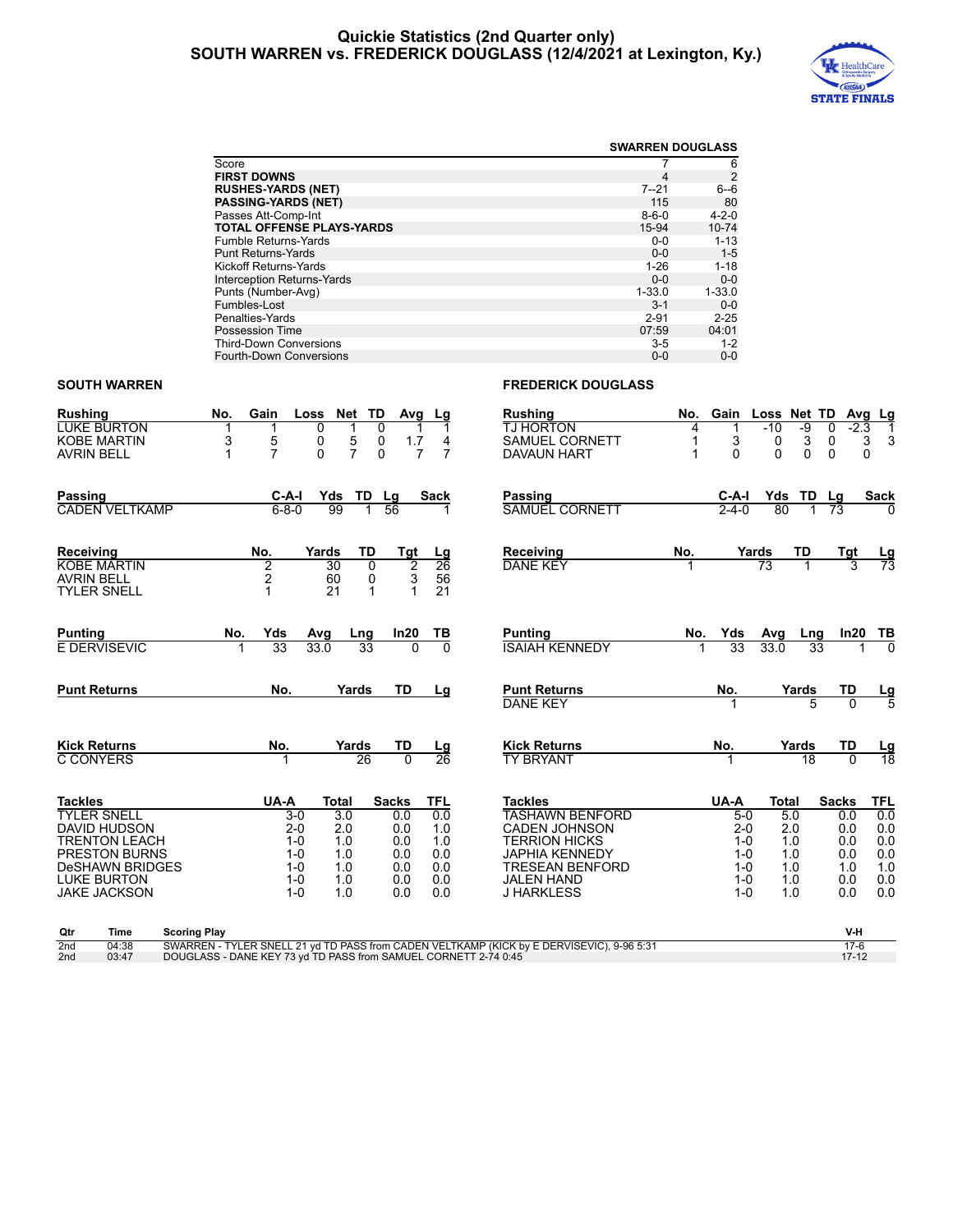# Quickie Statistics (2nd Quarter only)
## SOUTH WARREN vs. FREDERICK DOUGLASS (12/4/2021 at Lexington, Ky.)

| | SWARREN | DOUGLASS |
|---|---|---|
| Score | 7 | 6 |
| **FIRST DOWNS** | 4 | 2 |
| **RUSHES-YARDS (NET)** | 7--21 | 6--6 |
| **PASSING-YARDS (NET)** | 115 | 80 |
| Passes Att-Comp-Int | 8-6-0 | 4-2-0 |
| **TOTAL OFFENSE PLAYS-YARDS** | 15-94 | 10-74 |
| Fumble Returns-Yards | 0-0 | 1-13 |
| Punt Returns-Yards | 0-0 | 1-5 |
| Kickoff Returns-Yards | 1-26 | 1-18 |
| Interception Returns-Yards | 0-0 | 0-0 |
| Punts (Number-Avg) | 1-33.0 | 1-33.0 |
| Fumbles-Lost | 3-1 | 0-0 |
| Penalties-Yards | 2-91 | 2-25 |
| Possession Time | 07:59 | 04:01 |
| Third-Down Conversions | 3-5 | 1-2 |
| Fourth-Down Conversions | 0-0 | 0-0 |

### SOUTH WARREN

| Rushing | No. | Gain | Loss | Net | TD | Avg | Lg |
|---|---|---|---|---|---|---|---|
| LUKE BURTON | 1 | 1 | 0 | 1 | 0 | 1 | 1 |
| KOBE MARTIN | 3 | 5 | 0 | 5 | 0 | 1.7 | 4 |
| AVRIN BELL | 1 | 7 | 0 | 7 | 0 | 7 | 7 |

| Passing | C-A-I | Yds | TD | Lg | Sack |
|---|---|---|---|---|---|
| CADEN VELTKAMP | 6-8-0 | 99 | 1 | 56 | 1 |

| Receiving | No. | Yards | TD | Tgt | Lg |
|---|---|---|---|---|---|
| KOBE MARTIN | 2 | 30 | 0 | 2 | 26 |
| AVRIN BELL | 2 | 60 | 0 | 3 | 56 |
| TYLER SNELL | 1 | 21 | 1 | 1 | 21 |

| Punting | No. | Yds | Avg | Lng | In20 | TB |
|---|---|---|---|---|---|---|
| E DERVISEVIC | 1 | 33 | 33.0 | 33 | 0 | 0 |

| Punt Returns | No. | Yards | TD | Lg |
|---|---|---|---|---|

| Kick Returns | No. | Yards | TD | Lg |
|---|---|---|---|---|
| C CONYERS | 1 | 26 | 0 | 26 |

| Tackles | UA-A | Total | Sacks | TFL |
|---|---|---|---|---|
| TYLER SNELL | 3-0 | 3.0 | 0.0 | 0.0 |
| DAVID HUDSON | 2-0 | 2.0 | 0.0 | 1.0 |
| TRENTON LEACH | 1-0 | 1.0 | 0.0 | 1.0 |
| PRESTON BURNS | 1-0 | 1.0 | 0.0 | 0.0 |
| DeSHAWN BRIDGES | 1-0 | 1.0 | 0.0 | 0.0 |
| LUKE BURTON | 1-0 | 1.0 | 0.0 | 0.0 |
| JAKE JACKSON | 1-0 | 1.0 | 0.0 | 0.0 |

### FREDERICK DOUGLASS

| Rushing | No. | Gain | Loss | Net | TD | Avg | Lg |
|---|---|---|---|---|---|---|---|
| TJ HORTON | 4 | 1 | -10 | -9 | 0 | -2.3 | 1 |
| SAMUEL CORNETT | 1 | 3 | 0 | 3 | 0 | 3 | 3 |
| DAVAUN HART | 1 | 0 | 0 | 0 | 0 | 0 | |

| Passing | C-A-I | Yds | TD | Lg | Sack |
|---|---|---|---|---|---|
| SAMUEL CORNETT | 2-4-0 | 80 | 1 | 73 | 0 |

| Receiving | No. | Yards | TD | Tgt | Lg |
|---|---|---|---|---|---|
| DANE KEY | 1 | 73 | 1 | 3 | 73 |

| Punting | No. | Yds | Avg | Lng | In20 | TB |
|---|---|---|---|---|---|---|
| ISAIAH KENNEDY | 1 | 33 | 33.0 | 33 | 1 | 0 |

| Punt Returns | No. | Yards | TD | Lg |
|---|---|---|---|---|
| DANE KEY | 1 | 5 | 0 | 5 |

| Kick Returns | No. | Yards | TD | Lg |
|---|---|---|---|---|
| TY BRYANT | 1 | 18 | 0 | 18 |

| Tackles | UA-A | Total | Sacks | TFL |
|---|---|---|---|---|
| TASHAWN BENFORD | 5-0 | 5.0 | 0.0 | 0.0 |
| CADEN JOHNSON | 2-0 | 2.0 | 0.0 | 0.0 |
| TERRION HICKS | 1-0 | 1.0 | 0.0 | 0.0 |
| JAPHIA KENNEDY | 1-0 | 1.0 | 0.0 | 0.0 |
| TRESEAN BENFORD | 1-0 | 1.0 | 1.0 | 1.0 |
| JALEN HAND | 1-0 | 1.0 | 0.0 | 0.0 |
| J HARKLESS | 1-0 | 1.0 | 0.0 | 0.0 |

| Qtr | Time | Scoring Play | V-H |
|---|---|---|---|
| 2nd | 04:38 | SWARREN - TYLER SNELL 21 yd TD PASS from CADEN VELTKAMP (KICK by E DERVISEVIC), 9-96 5:31 | 17-6 |
| 2nd | 03:47 | DOUGLASS - DANE KEY 73 yd TD PASS from SAMUEL CORNETT 2-74 0:45 | 17-12 |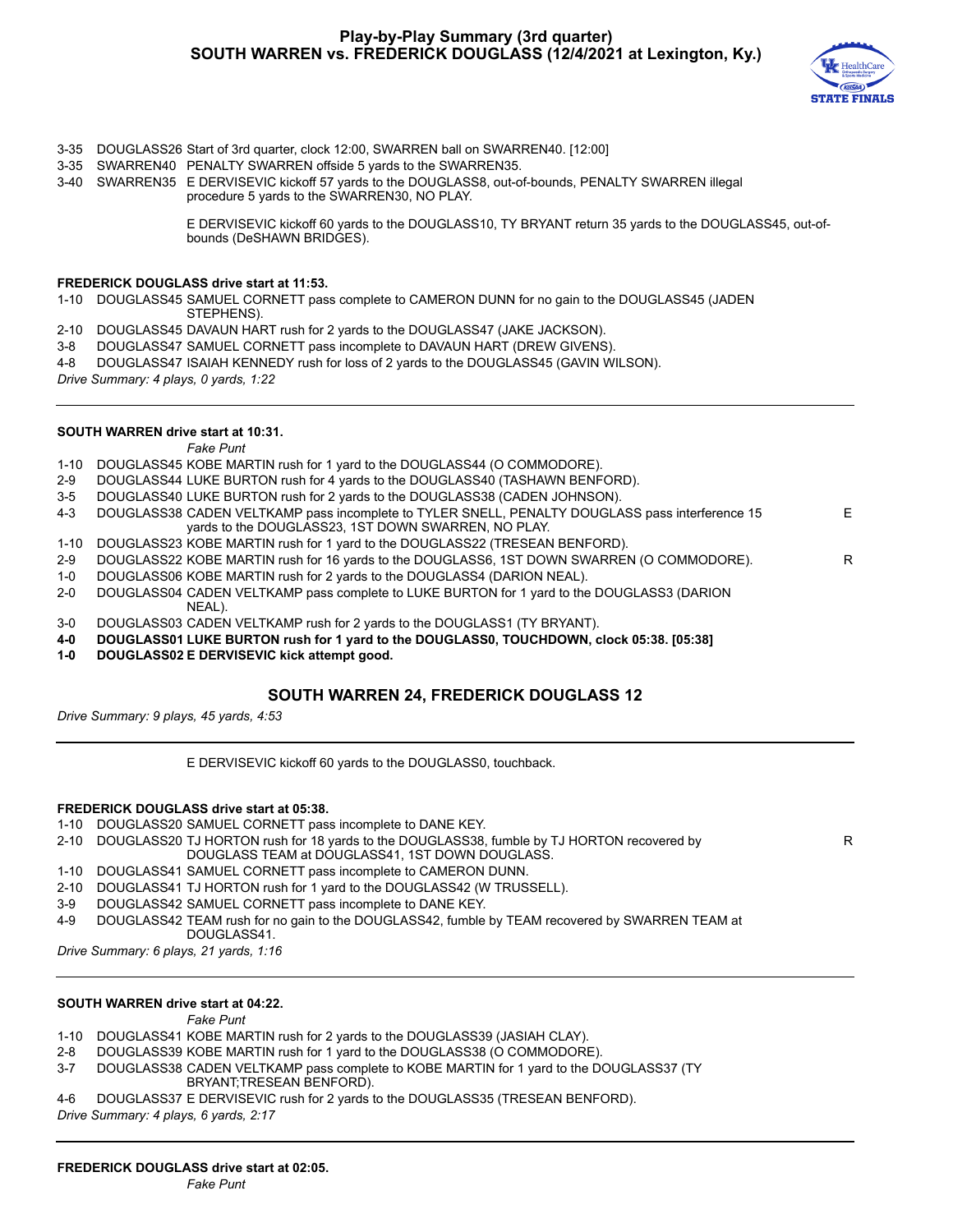## Play-by-Play Summary (3rd quarter)
## SOUTH WARREN vs. FREDERICK DOUGLASS (12/4/2021 at Lexington, Ky.)

3-35 DOUGLASS26 Start of 3rd quarter, clock 12:00, SWARREN ball on SWARREN40. [12:00]
3-35 SWARREN40 PENALTY SWARREN offside 5 yards to the SWARREN35.
3-40 SWARREN35 E DERVISEVIC kickoff 57 yards to the DOUGLASS8, out-of-bounds, PENALTY SWARREN illegal procedure 5 yards to the SWARREN30, NO PLAY.

E DERVISEVIC kickoff 60 yards to the DOUGLASS10, TY BRYANT return 35 yards to the DOUGLASS45, out-of-bounds (DeSHAWN BRIDGES).

**FREDERICK DOUGLASS drive start at 11:53.**

1-10 DOUGLASS45 SAMUEL CORNETT pass complete to CAMERON DUNN for no gain to the DOUGLASS45 (JADEN STEPHENS).
2-10 DOUGLASS45 DAVAUN HART rush for 2 yards to the DOUGLASS47 (JAKE JACKSON).
3-8 DOUGLASS47 SAMUEL CORNETT pass incomplete to DAVAUN HART (DREW GIVENS).
4-8 DOUGLASS47 ISAIAH KENNEDY rush for loss of 2 yards to the DOUGLASS45 (GAVIN WILSON).

*Drive Summary: 4 plays, 0 yards, 1:22*

---

**SOUTH WARREN drive start at 10:31.**

*Fake Punt*

1-10 DOUGLASS45 KOBE MARTIN rush for 1 yard to the DOUGLASS44 (O COMMODORE).
2-9 DOUGLASS44 LUKE BURTON rush for 4 yards to the DOUGLASS40 (TASHAWN BENFORD).
3-5 DOUGLASS40 LUKE BURTON rush for 2 yards to the DOUGLASS38 (CADEN JOHNSON).
4-3 DOUGLASS38 CADEN VELTKAMP pass incomplete to TYLER SNELL, PENALTY DOUGLASS pass interference 15 yards to the DOUGLASS23, 1ST DOWN SWARREN, NO PLAY. E
1-10 DOUGLASS23 KOBE MARTIN rush for 1 yard to the DOUGLASS22 (TRESEAN BENFORD).
2-9 DOUGLASS22 KOBE MARTIN rush for 16 yards to the DOUGLASS6, 1ST DOWN SWARREN (O COMMODORE). R
1-0 DOUGLASS06 KOBE MARTIN rush for 2 yards to the DOUGLASS4 (DARION NEAL).
2-0 DOUGLASS04 CADEN VELTKAMP pass complete to LUKE BURTON for 1 yard to the DOUGLASS3 (DARION NEAL).
3-0 DOUGLASS03 CADEN VELTKAMP rush for 2 yards to the DOUGLASS1 (TY BRYANT).
**4-0 DOUGLASS01 LUKE BURTON rush for 1 yard to the DOUGLASS0, TOUCHDOWN, clock 05:38. [05:38]**
**1-0 DOUGLASS02 E DERVISEVIC kick attempt good.**

### SOUTH WARREN 24, FREDERICK DOUGLASS 12

*Drive Summary: 9 plays, 45 yards, 4:53*

---

E DERVISEVIC kickoff 60 yards to the DOUGLASS0, touchback.

**FREDERICK DOUGLASS drive start at 05:38.**

1-10 DOUGLASS20 SAMUEL CORNETT pass incomplete to DANE KEY.
2-10 DOUGLASS20 TJ HORTON rush for 18 yards to the DOUGLASS38, fumble by TJ HORTON recovered by DOUGLASS TEAM at DOUGLASS41, 1ST DOWN DOUGLASS. R
1-10 DOUGLASS41 SAMUEL CORNETT pass incomplete to CAMERON DUNN.
2-10 DOUGLASS41 TJ HORTON rush for 1 yard to the DOUGLASS42 (W TRUSSELL).
3-9 DOUGLASS42 SAMUEL CORNETT pass incomplete to DANE KEY.
4-9 DOUGLASS42 TEAM rush for no gain to the DOUGLASS42, fumble by TEAM recovered by SWARREN TEAM at DOUGLASS41.

*Drive Summary: 6 plays, 21 yards, 1:16*

---

**SOUTH WARREN drive start at 04:22.**

*Fake Punt*

1-10 DOUGLASS41 KOBE MARTIN rush for 2 yards to the DOUGLASS39 (JASIAH CLAY).
2-8 DOUGLASS39 KOBE MARTIN rush for 1 yard to the DOUGLASS38 (O COMMODORE).
3-7 DOUGLASS38 CADEN VELTKAMP pass complete to KOBE MARTIN for 1 yard to the DOUGLASS37 (TY BRYANT;TRESEAN BENFORD).
4-6 DOUGLASS37 E DERVISEVIC rush for 2 yards to the DOUGLASS35 (TRESEAN BENFORD).

*Drive Summary: 4 plays, 6 yards, 2:17*

---

**FREDERICK DOUGLASS drive start at 02:05.**

*Fake Punt*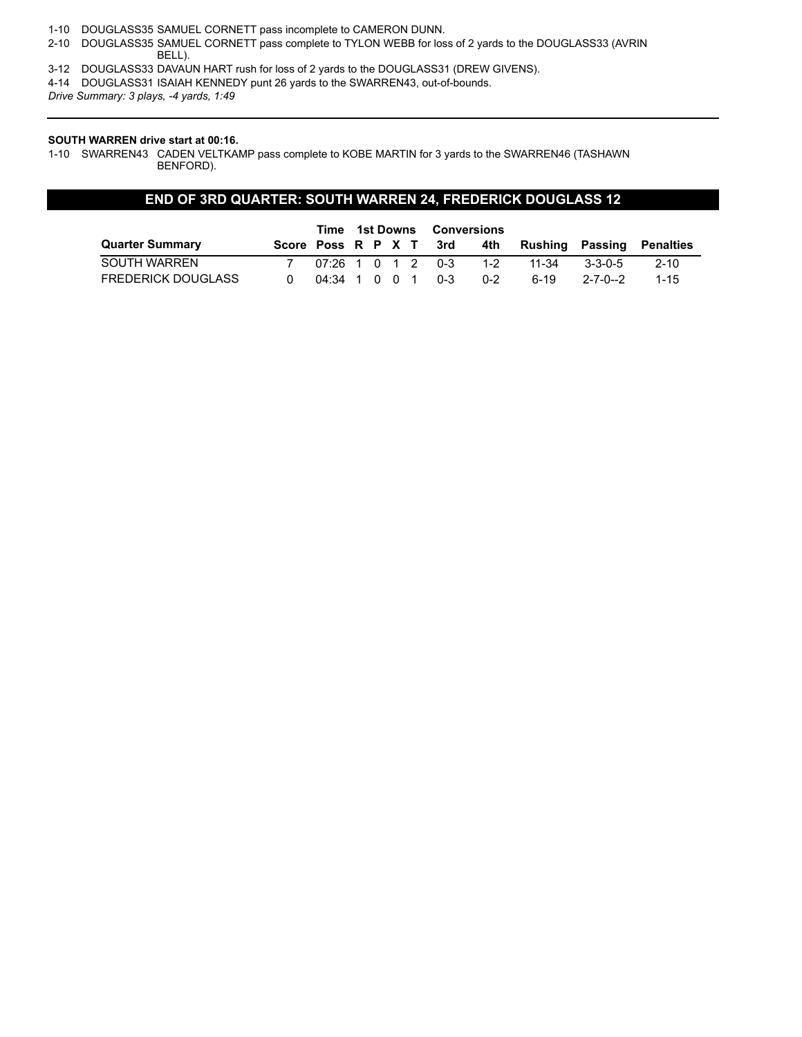1-10 DOUGLASS35 SAMUEL CORNETT pass incomplete to CAMERON DUNN.

2-10 DOUGLASS35 SAMUEL CORNETT pass complete to TYLON WEBB for loss of 2 yards to the DOUGLASS33 (AVRIN BELL).

3-12 DOUGLASS33 DAVAUN HART rush for loss of 2 yards to the DOUGLASS31 (DREW GIVENS).

4-14 DOUGLASS31 ISAIAH KENNEDY punt 26 yards to the SWARREN43, out-of-bounds.

*Drive Summary: 3 plays, -4 yards, 1:49*

---

**SOUTH WARREN drive start at 00:16.**

1-10 SWARREN43 CADEN VELTKAMP pass complete to KOBE MARTIN for 3 yards to the SWARREN46 (TASHAWN BENFORD).

## END OF 3RD QUARTER: SOUTH WARREN 24, FREDERICK DOUGLASS 12

| | | Time | 1st Downs | | | | Conversions | | | | |
|---|---|---|---|---|---|---|---|---|---|---|---|
| **Quarter Summary** | **Score** | **Poss** | **R** | **P** | **X** | **T** | **3rd** | **4th** | **Rushing** | **Passing** | **Penalties** |
| SOUTH WARREN | 7 | 07:26 | 1 | 0 | 1 | 2 | 0-3 | 1-2 | 11-34 | 3-3-0-5 | 2-10 |
| FREDERICK DOUGLASS | 0 | 04:34 | 1 | 0 | 0 | 1 | 0-3 | 0-2 | 6-19 | 2-7-0--2 | 1-15 |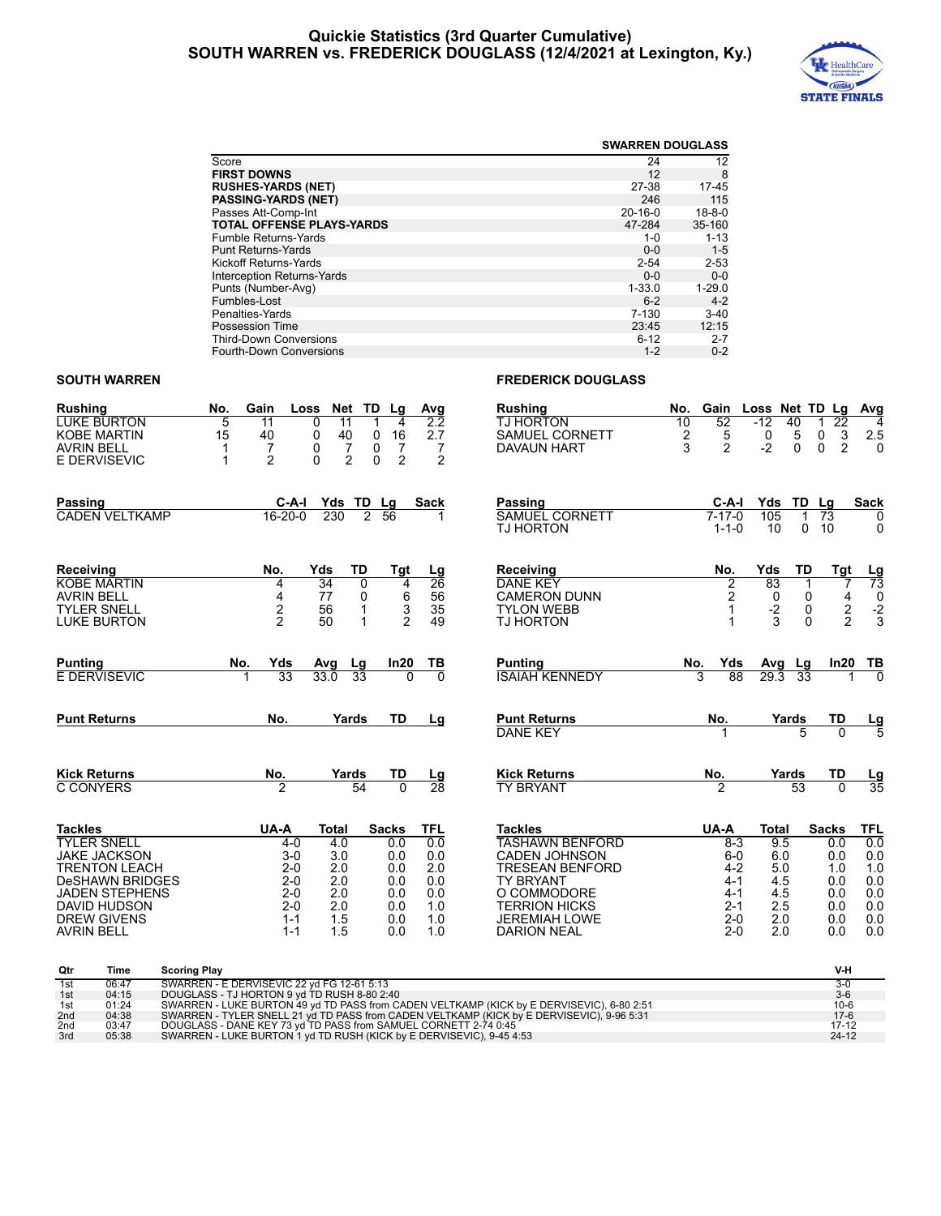# Quickie Statistics (3rd Quarter Cumulative)
## SOUTH WARREN vs. FREDERICK DOUGLASS (12/4/2021 at Lexington, Ky.)

| | SWARREN | DOUGLASS |
|---|---|---|
| Score | 24 | 12 |
| **FIRST DOWNS** | 12 | 8 |
| **RUSHES-YARDS (NET)** | 27-38 | 17-45 |
| **PASSING-YARDS (NET)** | 246 | 115 |
| Passes Att-Comp-Int | 20-16-0 | 18-8-0 |
| **TOTAL OFFENSE PLAYS-YARDS** | 47-284 | 35-160 |
| Fumble Returns-Yards | 1-0 | 1-13 |
| Punt Returns-Yards | 0-0 | 1-5 |
| Kickoff Returns-Yards | 2-54 | 2-53 |
| Interception Returns-Yards | 0-0 | 0-0 |
| Punts (Number-Avg) | 1-33.0 | 1-29.0 |
| Fumbles-Lost | 6-2 | 4-2 |
| Penalties-Yards | 7-130 | 3-40 |
| Possession Time | 23:45 | 12:15 |
| Third-Down Conversions | 6-12 | 2-7 |
| Fourth-Down Conversions | 1-2 | 0-2 |

### SOUTH WARREN

| Rushing | No. | Gain | Loss | Net | TD | Lg | Avg |
|---|---|---|---|---|---|---|---|
| LUKE BURTON | 5 | 11 | 0 | 11 | 1 | 4 | 2.2 |
| KOBE MARTIN | 15 | 40 | 0 | 40 | 0 | 16 | 2.7 |
| AVRIN BELL | 1 | 7 | 0 | 7 | 0 | 7 | 7 |
| E DERVISEVIC | 1 | 2 | 0 | 2 | 0 | 2 | 2 |

| Passing | C-A-I | Yds | TD | Lg | Sack |
|---|---|---|---|---|---|
| CADEN VELTKAMP | 16-20-0 | 230 | 2 | 56 | 1 |

| Receiving | No. | Yds | TD | Tgt | Lg |
|---|---|---|---|---|---|
| KOBE MARTIN | 4 | 34 | 0 | 4 | 26 |
| AVRIN BELL | 4 | 77 | 0 | 6 | 56 |
| TYLER SNELL | 2 | 56 | 1 | 3 | 35 |
| LUKE BURTON | 2 | 50 | 1 | 2 | 49 |

| Punting | No. | Yds | Avg | Lg | In20 | TB |
|---|---|---|---|---|---|---|
| E DERVISEVIC | 1 | 33 | 33.0 | 33 | 0 | 0 |

| Punt Returns | No. | Yards | TD | Lg |
|---|---|---|---|---|

| Kick Returns | No. | Yards | TD | Lg |
|---|---|---|---|---|
| C CONYERS | 2 | 54 | 0 | 28 |

| Tackles | UA-A | Total | Sacks | TFL |
|---|---|---|---|---|
| TYLER SNELL | 4-0 | 4.0 | 0.0 | 0.0 |
| JAKE JACKSON | 3-0 | 3.0 | 0.0 | 0.0 |
| TRENTON LEACH | 2-0 | 2.0 | 0.0 | 2.0 |
| DeSHAWN BRIDGES | 2-0 | 2.0 | 0.0 | 0.0 |
| JADEN STEPHENS | 2-0 | 2.0 | 0.0 | 0.0 |
| DAVID HUDSON | 2-0 | 2.0 | 0.0 | 1.0 |
| DREW GIVENS | 1-1 | 1.5 | 0.0 | 1.0 |
| AVRIN BELL | 1-1 | 1.5 | 0.0 | 1.0 |

### FREDERICK DOUGLASS

| Rushing | No. | Gain | Loss | Net | TD | Lg | Avg |
|---|---|---|---|---|---|---|---|
| TJ HORTON | 10 | 52 | -12 | 40 | 1 | 22 | 4 |
| SAMUEL CORNETT | 2 | 5 | 0 | 5 | 0 | 3 | 2.5 |
| DAVAUN HART | 3 | 2 | -2 | 0 | 0 | 2 | 0 |

| Passing | C-A-I | Yds | TD | Lg | Sack |
|---|---|---|---|---|---|
| SAMUEL CORNETT | 7-17-0 | 105 | 1 | 73 | 0 |
| TJ HORTON | 1-1-0 | 10 | 0 | 10 | 0 |

| Receiving | No. | Yds | TD | Tgt | Lg |
|---|---|---|---|---|---|
| DANE KEY | 2 | 83 | 1 | 7 | 73 |
| CAMERON DUNN | 2 | 0 | 0 | 4 | 0 |
| TYLON WEBB | 1 | -2 | 0 | 2 | -2 |
| TJ HORTON | 1 | 3 | 0 | 2 | 3 |

| Punting | No. | Yds | Avg | Lg | In20 | TB |
|---|---|---|---|---|---|---|
| ISAIAH KENNEDY | 3 | 88 | 29.3 | 33 | 1 | 0 |

| Punt Returns | No. | Yards | TD | Lg |
|---|---|---|---|---|
| DANE KEY | 1 | 5 | 0 | 5 |

| Kick Returns | No. | Yards | TD | Lg |
|---|---|---|---|---|
| TY BRYANT | 2 | 53 | 0 | 35 |

| Tackles | UA-A | Total | Sacks | TFL |
|---|---|---|---|---|
| TASHAWN BENFORD | 8-3 | 9.5 | 0.0 | 0.0 |
| CADEN JOHNSON | 6-0 | 6.0 | 0.0 | 0.0 |
| TRESEAN BENFORD | 4-2 | 5.0 | 1.0 | 1.0 |
| TY BRYANT | 4-1 | 4.5 | 0.0 | 0.0 |
| O COMMODORE | 4-1 | 4.5 | 0.0 | 0.0 |
| TERRION HICKS | 2-1 | 2.5 | 0.0 | 0.0 |
| JEREMIAH LOWE | 2-0 | 2.0 | 0.0 | 0.0 |
| DARION NEAL | 2-0 | 2.0 | 0.0 | 0.0 |

| Qtr | Time | Scoring Play | V-H |
|---|---|---|---|
| 1st | 06:47 | SWARREN - E DERVISEVIC 22 yd FG 12-61 5:13 | 3-0 |
| 1st | 04:15 | DOUGLASS - TJ HORTON 9 yd TD RUSH 8-80 2:40 | 3-6 |
| 1st | 01:24 | SWARREN - LUKE BURTON 49 yd TD PASS from CADEN VELTKAMP (KICK by E DERVISEVIC), 6-80 2:51 | 10-6 |
| 2nd | 04:38 | SWARREN - TYLER SNELL 21 yd TD PASS from CADEN VELTKAMP (KICK by E DERVISEVIC), 9-96 5:31 | 17-6 |
| 2nd | 03:47 | DOUGLASS - DANE KEY 73 yd TD PASS from SAMUEL CORNETT 2-74 0:45 | 17-12 |
| 3rd | 05:38 | SWARREN - LUKE BURTON 1 yd TD RUSH (KICK by E DERVISEVIC), 9-45 4:53 | 24-12 |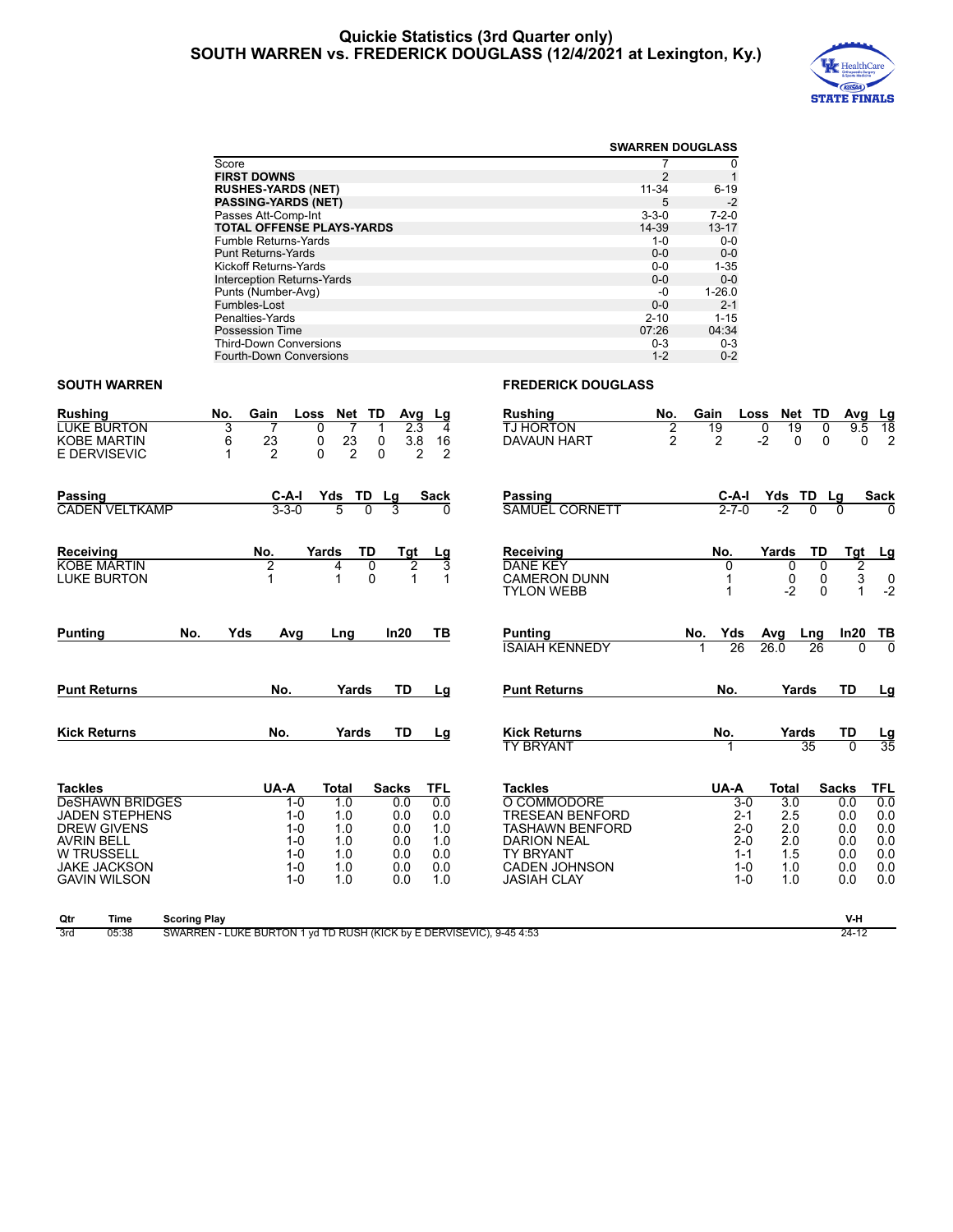# Quickie Statistics (3rd Quarter only)
## SOUTH WARREN vs. FREDERICK DOUGLASS (12/4/2021 at Lexington, Ky.)

| | SWARREN | DOUGLASS |
|---|---|---|
| Score | 7 | 0 |
| **FIRST DOWNS** | 2 | 1 |
| **RUSHES-YARDS (NET)** | 11-34 | 6-19 |
| **PASSING-YARDS (NET)** | 5 | -2 |
| Passes Att-Comp-Int | 3-3-0 | 7-2-0 |
| **TOTAL OFFENSE PLAYS-YARDS** | 14-39 | 13-17 |
| Fumble Returns-Yards | 1-0 | 0-0 |
| Punt Returns-Yards | 0-0 | 0-0 |
| Kickoff Returns-Yards | 0-0 | 1-35 |
| Interception Returns-Yards | 0-0 | 0-0 |
| Punts (Number-Avg) | -0 | 1-26.0 |
| Fumbles-Lost | 0-0 | 2-1 |
| Penalties-Yards | 2-10 | 1-15 |
| Possession Time | 07:26 | 04:34 |
| Third-Down Conversions | 0-3 | 0-3 |
| Fourth-Down Conversions | 1-2 | 0-2 |

### SOUTH WARREN

| Rushing | No. | Gain | Loss | Net | TD | Avg | Lg |
|---|---|---|---|---|---|---|---|
| LUKE BURTON | 3 | 7 | 0 | 7 | 1 | 2.3 | 4 |
| KOBE MARTIN | 6 | 23 | 0 | 23 | 0 | 3.8 | 16 |
| E DERVISEVIC | 1 | 2 | 0 | 2 | 0 | 2 | 2 |

| Passing | C-A-I | Yds | TD | Lg | Sack |
|---|---|---|---|---|---|
| CADEN VELTKAMP | 3-3-0 | 5 | 0 | 3 | 0 |

| Receiving | No. | Yards | TD | Tgt | Lg |
|---|---|---|---|---|---|
| KOBE MARTIN | 2 | 4 | 0 | 2 | 3 |
| LUKE BURTON | 1 | 1 | 0 | 1 | 1 |

| Punting | No. | Yds | Avg | Lng | In20 | TB |
|---|---|---|---|---|---|---|

| Punt Returns | No. | Yards | TD | Lg |
|---|---|---|---|---|

| Kick Returns | No. | Yards | TD | Lg |
|---|---|---|---|---|

| Tackles | UA-A | Total | Sacks | TFL |
|---|---|---|---|---|
| DeSHAWN BRIDGES | 1-0 | 1.0 | 0.0 | 0.0 |
| JADEN STEPHENS | 1-0 | 1.0 | 0.0 | 0.0 |
| DREW GIVENS | 1-0 | 1.0 | 0.0 | 1.0 |
| AVRIN BELL | 1-0 | 1.0 | 0.0 | 1.0 |
| W TRUSSELL | 1-0 | 1.0 | 0.0 | 0.0 |
| JAKE JACKSON | 1-0 | 1.0 | 0.0 | 0.0 |
| GAVIN WILSON | 1-0 | 1.0 | 0.0 | 1.0 |

### FREDERICK DOUGLASS

| Rushing | No. | Gain | Loss | Net | TD | Avg | Lg |
|---|---|---|---|---|---|---|---|
| TJ HORTON | 2 | 19 | 0 | 19 | 0 | 9.5 | 18 |
| DAVAUN HART | 2 | 2 | -2 | 0 | 0 | 0 | 2 |

| Passing | C-A-I | Yds | TD | Lg | Sack |
|---|---|---|---|---|---|
| SAMUEL CORNETT | 2-7-0 | -2 | 0 | 0 | 0 |

| Receiving | No. | Yards | TD | Tgt | Lg |
|---|---|---|---|---|---|
| DANE KEY | 0 | 0 | 0 | 2 | |
| CAMERON DUNN | 1 | 0 | 0 | 3 | 0 |
| TYLON WEBB | 1 | -2 | 0 | 1 | -2 |

| Punting | No. | Yds | Avg | Lng | In20 | TB |
|---|---|---|---|---|---|---|
| ISAIAH KENNEDY | 1 | 26 | 26.0 | 26 | 0 | 0 |

| Punt Returns | No. | Yards | TD | Lg |
|---|---|---|---|---|

| Kick Returns | No. | Yards | TD | Lg |
|---|---|---|---|---|
| TY BRYANT | 1 | 35 | 0 | 35 |

| Tackles | UA-A | Total | Sacks | TFL |
|---|---|---|---|---|
| O COMMODORE | 3-0 | 3.0 | 0.0 | 0.0 |
| TRESEAN BENFORD | 2-1 | 2.5 | 0.0 | 0.0 |
| TASHAWN BENFORD | 2-0 | 2.0 | 0.0 | 0.0 |
| DARION NEAL | 2-0 | 2.0 | 0.0 | 0.0 |
| TY BRYANT | 1-1 | 1.5 | 0.0 | 0.0 |
| CADEN JOHNSON | 1-0 | 1.0 | 0.0 | 0.0 |
| JASIAH CLAY | 1-0 | 1.0 | 0.0 | 0.0 |

| Qtr | Time | Scoring Play | V-H |
|---|---|---|---|
| 3rd | 05:38 | SWARREN - LUKE BURTON 1 yd TD RUSH (KICK by E DERVISEVIC), 9-45 4:53 | 24-12 |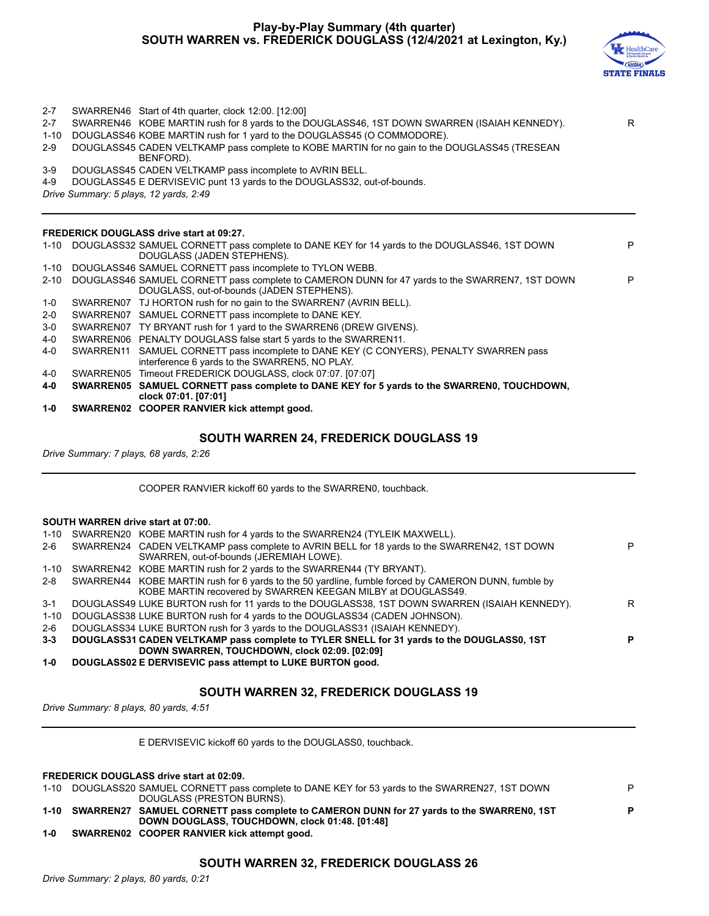# Play-by-Play Summary (4th quarter)
## SOUTH WARREN vs. FREDERICK DOUGLASS (12/4/2021 at Lexington, Ky.)

| | | | |
|---|---|---|---|
| 2-7 | SWARREN46 | Start of 4th quarter, clock 12:00. [12:00] | |
| 2-7 | SWARREN46 | KOBE MARTIN rush for 8 yards to the DOUGLASS46, 1ST DOWN SWARREN (ISAIAH KENNEDY). | R |
| 1-10 | DOUGLASS46 | KOBE MARTIN rush for 1 yard to the DOUGLASS45 (O COMMODORE). | |
| 2-9 | DOUGLASS45 | CADEN VELTKAMP pass complete to KOBE MARTIN for no gain to the DOUGLASS45 (TRESEAN BENFORD). | |
| 3-9 | DOUGLASS45 | CADEN VELTKAMP pass incomplete to AVRIN BELL. | |
| 4-9 | DOUGLASS45 | E DERVISEVIC punt 13 yards to the DOUGLASS32, out-of-bounds. | |

*Drive Summary: 5 plays, 12 yards, 2:49*

**FREDERICK DOUGLASS drive start at 09:27.**

| | | | |
|---|---|---|---|
| 1-10 | DOUGLASS32 | SAMUEL CORNETT pass complete to DANE KEY for 14 yards to the DOUGLASS46, 1ST DOWN DOUGLASS (JADEN STEPHENS). | P |
| 1-10 | DOUGLASS46 | SAMUEL CORNETT pass incomplete to TYLON WEBB. | |
| 2-10 | DOUGLASS46 | SAMUEL CORNETT pass complete to CAMERON DUNN for 47 yards to the SWARREN7, 1ST DOWN DOUGLASS, out-of-bounds (JADEN STEPHENS). | P |
| 1-0 | SWARREN07 | TJ HORTON rush for no gain to the SWARREN7 (AVRIN BELL). | |
| 2-0 | SWARREN07 | SAMUEL CORNETT pass incomplete to DANE KEY. | |
| 3-0 | SWARREN07 | TY BRYANT rush for 1 yard to the SWARREN6 (DREW GIVENS). | |
| 4-0 | SWARREN06 | PENALTY DOUGLASS false start 5 yards to the SWARREN11. | |
| 4-0 | SWARREN11 | SAMUEL CORNETT pass incomplete to DANE KEY (C CONYERS), PENALTY SWARREN pass interference 6 yards to the SWARREN5, NO PLAY. | |
| 4-0 | SWARREN05 | Timeout FREDERICK DOUGLASS, clock 07:07. [07:07] | |
| **4-0** | **SWARREN05** | **SAMUEL CORNETT pass complete to DANE KEY for 5 yards to the SWARREN0, TOUCHDOWN, clock 07:01. [07:01]** | |
| **1-0** | **SWARREN02** | **COOPER RANVIER kick attempt good.** | |

### SOUTH WARREN 24, FREDERICK DOUGLASS 19

*Drive Summary: 7 plays, 68 yards, 2:26*

COOPER RANVIER kickoff 60 yards to the SWARREN0, touchback.

**SOUTH WARREN drive start at 07:00.**

| | | | |
|---|---|---|---|
| 1-10 | SWARREN20 | KOBE MARTIN rush for 4 yards to the SWARREN24 (TYLEIK MAXWELL). | |
| 2-6 | SWARREN24 | CADEN VELTKAMP pass complete to AVRIN BELL for 18 yards to the SWARREN42, 1ST DOWN SWARREN, out-of-bounds (JEREMIAH LOWE). | P |
| 1-10 | SWARREN42 | KOBE MARTIN rush for 2 yards to the SWARREN44 (TY BRYANT). | |
| 2-8 | SWARREN44 | KOBE MARTIN rush for 6 yards to the 50 yardline, fumble forced by CAMERON DUNN, fumble by KOBE MARTIN recovered by SWARREN KEEGAN MILBY at DOUGLASS49. | |
| 3-1 | DOUGLASS49 | LUKE BURTON rush for 11 yards to the DOUGLASS38, 1ST DOWN SWARREN (ISAIAH KENNEDY). | R |
| 1-10 | DOUGLASS38 | LUKE BURTON rush for 4 yards to the DOUGLASS34 (CADEN JOHNSON). | |
| 2-6 | DOUGLASS34 | LUKE BURTON rush for 3 yards to the DOUGLASS31 (ISAIAH KENNEDY). | |
| **3-3** | **DOUGLASS31** | **CADEN VELTKAMP pass complete to TYLER SNELL for 31 yards to the DOUGLASS0, 1ST DOWN SWARREN, TOUCHDOWN, clock 02:09. [02:09]** | **P** |
| **1-0** | **DOUGLASS02** | **E DERVISEVIC pass attempt to LUKE BURTON good.** | |

### SOUTH WARREN 32, FREDERICK DOUGLASS 19

*Drive Summary: 8 plays, 80 yards, 4:51*

E DERVISEVIC kickoff 60 yards to the DOUGLASS0, touchback.

**FREDERICK DOUGLASS drive start at 02:09.**

| | | | |
|---|---|---|---|
| 1-10 | DOUGLASS20 | SAMUEL CORNETT pass complete to DANE KEY for 53 yards to the SWARREN27, 1ST DOWN DOUGLASS (PRESTON BURNS). | P |
| **1-10** | **SWARREN27** | **SAMUEL CORNETT pass complete to CAMERON DUNN for 27 yards to the SWARREN0, 1ST DOWN DOUGLASS, TOUCHDOWN, clock 01:48. [01:48]** | **P** |
| **1-0** | **SWARREN02** | **COOPER RANVIER kick attempt good.** | |

### SOUTH WARREN 32, FREDERICK DOUGLASS 26

*Drive Summary: 2 plays, 80 yards, 0:21*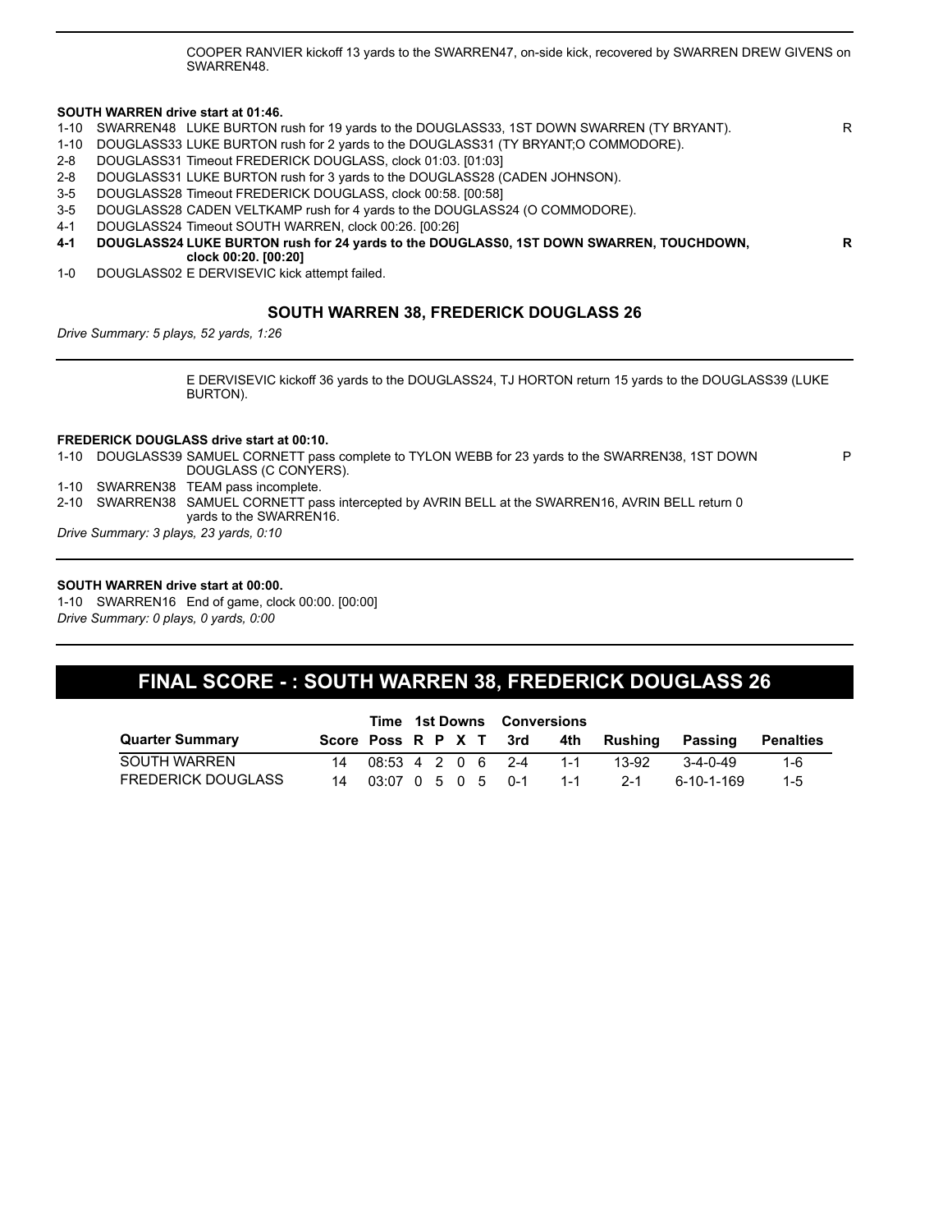COOPER RANVIER kickoff 13 yards to the SWARREN47, on-side kick, recovered by SWARREN DREW GIVENS on SWARREN48.

**SOUTH WARREN drive start at 01:46.**

| | | | |
|---|---|---|---|
| 1-10 | SWARREN48 | LUKE BURTON rush for 19 yards to the DOUGLASS33, 1ST DOWN SWARREN (TY BRYANT). | R |
| 1-10 | DOUGLASS33 | LUKE BURTON rush for 2 yards to the DOUGLASS31 (TY BRYANT;O COMMODORE). | |
| 2-8 | DOUGLASS31 | Timeout FREDERICK DOUGLASS, clock 01:03. [01:03] | |
| 2-8 | DOUGLASS31 | LUKE BURTON rush for 3 yards to the DOUGLASS28 (CADEN JOHNSON). | |
| 3-5 | DOUGLASS28 | Timeout FREDERICK DOUGLASS, clock 00:58. [00:58] | |
| 3-5 | DOUGLASS28 | CADEN VELTKAMP rush for 4 yards to the DOUGLASS24 (O COMMODORE). | |
| 4-1 | DOUGLASS24 | Timeout SOUTH WARREN, clock 00:26. [00:26] | |
| **4-1** | **DOUGLASS24** | **LUKE BURTON rush for 24 yards to the DOUGLASS0, 1ST DOWN SWARREN, TOUCHDOWN, clock 00:20. [00:20]** | **R** |
| 1-0 | DOUGLASS02 | E DERVISEVIC kick attempt failed. | |

**SOUTH WARREN 38, FREDERICK DOUGLASS 26**

*Drive Summary: 5 plays, 52 yards, 1:26*

E DERVISEVIC kickoff 36 yards to the DOUGLASS24, TJ HORTON return 15 yards to the DOUGLASS39 (LUKE BURTON).

**FREDERICK DOUGLASS drive start at 00:10.**

| | | | |
|---|---|---|---|
| 1-10 | DOUGLASS39 | SAMUEL CORNETT pass complete to TYLON WEBB for 23 yards to the SWARREN38, 1ST DOWN DOUGLASS (C CONYERS). | P |
| 1-10 | SWARREN38 | TEAM pass incomplete. | |
| 2-10 | SWARREN38 | SAMUEL CORNETT pass intercepted by AVRIN BELL at the SWARREN16, AVRIN BELL return 0 yards to the SWARREN16. | |

*Drive Summary: 3 plays, 23 yards, 0:10*

**SOUTH WARREN drive start at 00:00.**

1-10 SWARREN16 End of game, clock 00:00. [00:00]

*Drive Summary: 0 plays, 0 yards, 0:00*

## FINAL SCORE - : SOUTH WARREN 38, FREDERICK DOUGLASS 26

| | | Time | 1st Downs | | | | Conversions | | | | |
|---|---|---|---|---|---|---|---|---|---|---|---|
| **Quarter Summary** | **Score** | **Poss** | **R** | **P** | **X** | **T** | **3rd** | **4th** | **Rushing** | **Passing** | **Penalties** |
| SOUTH WARREN | 14 | 08:53 | 4 | 2 | 0 | 6 | 2-4 | 1-1 | 13-92 | 3-4-0-49 | 1-6 |
| FREDERICK DOUGLASS | 14 | 03:07 | 0 | 5 | 0 | 5 | 0-1 | 1-1 | 2-1 | 6-10-1-169 | 1-5 |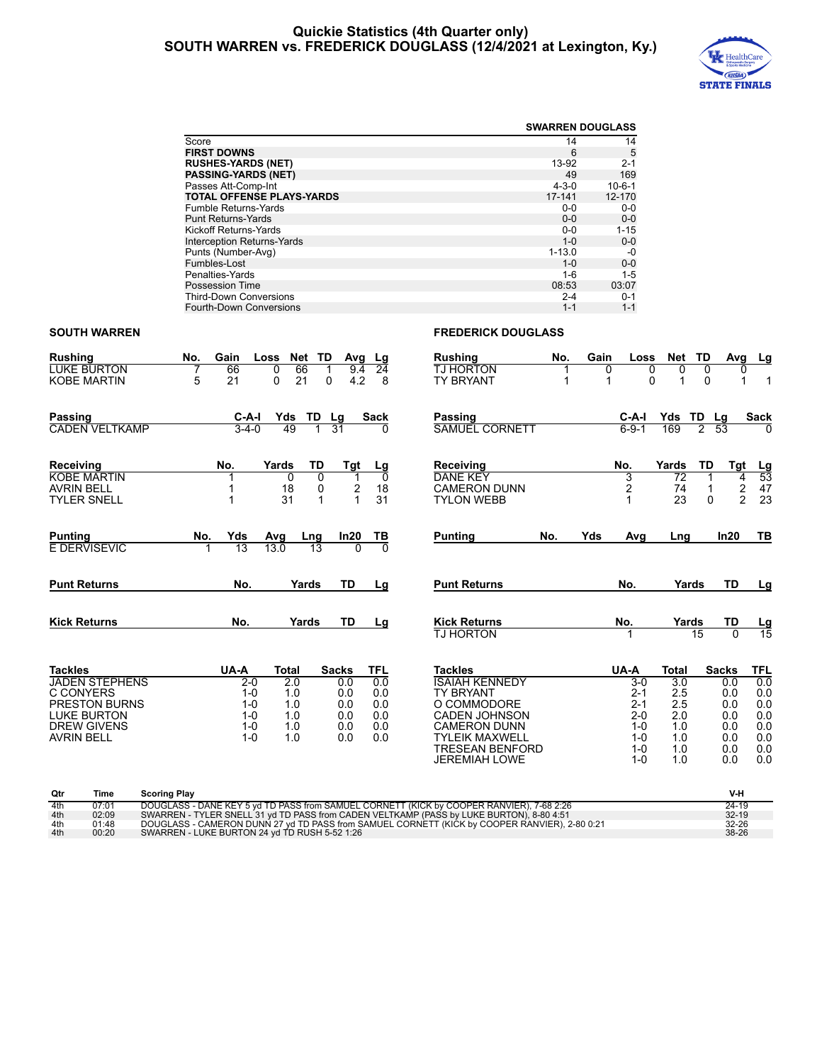# Quickie Statistics (4th Quarter only)
## SOUTH WARREN vs. FREDERICK DOUGLASS (12/4/2021 at Lexington, Ky.)

| | SWARREN | DOUGLASS |
|---|---|---|
| Score | 14 | 14 |
| **FIRST DOWNS** | 6 | 5 |
| **RUSHES-YARDS (NET)** | 13-92 | 2-1 |
| **PASSING-YARDS (NET)** | 49 | 169 |
| Passes Att-Comp-Int | 4-3-0 | 10-6-1 |
| **TOTAL OFFENSE PLAYS-YARDS** | 17-141 | 12-170 |
| Fumble Returns-Yards | 0-0 | 0-0 |
| Punt Returns-Yards | 0-0 | 0-0 |
| Kickoff Returns-Yards | 0-0 | 1-15 |
| Interception Returns-Yards | 1-0 | 0-0 |
| Punts (Number-Avg) | 1-13.0 | -0 |
| Fumbles-Lost | 1-0 | 0-0 |
| Penalties-Yards | 1-6 | 1-5 |
| Possession Time | 08:53 | 03:07 |
| Third-Down Conversions | 2-4 | 0-1 |
| Fourth-Down Conversions | 1-1 | 1-1 |

### SOUTH WARREN

| Rushing | No. | Gain | Loss | Net | TD | Avg | Lg |
|---|---|---|---|---|---|---|---|
| LUKE BURTON | 7 | 66 | 0 | 66 | 1 | 9.4 | 24 |
| KOBE MARTIN | 5 | 21 | 0 | 21 | 0 | 4.2 | 8 |

| Passing | C-A-I | Yds | TD | Lg | Sack |
|---|---|---|---|---|---|
| CADEN VELTKAMP | 3-4-0 | 49 | 1 | 31 | 0 |

| Receiving | No. | Yards | TD | Tgt | Lg |
|---|---|---|---|---|---|
| KOBE MARTIN | 1 | 0 | 0 | 1 | 0 |
| AVRIN BELL | 1 | 18 | 0 | 2 | 18 |
| TYLER SNELL | 1 | 31 | 1 | 1 | 31 |

| Punting | No. | Yds | Avg | Lng | In20 | TB |
|---|---|---|---|---|---|---|
| E DERVISEVIC | 1 | 13 | 13.0 | 13 | 0 | 0 |

| Punt Returns | No. | Yards | TD | Lg |
|---|---|---|---|---|

| Kick Returns | No. | Yards | TD | Lg |
|---|---|---|---|---|

| Tackles | UA-A | Total | Sacks | TFL |
|---|---|---|---|---|
| JADEN STEPHENS | 2-0 | 2.0 | 0.0 | 0.0 |
| C CONYERS | 1-0 | 1.0 | 0.0 | 0.0 |
| PRESTON BURNS | 1-0 | 1.0 | 0.0 | 0.0 |
| LUKE BURTON | 1-0 | 1.0 | 0.0 | 0.0 |
| DREW GIVENS | 1-0 | 1.0 | 0.0 | 0.0 |
| AVRIN BELL | 1-0 | 1.0 | 0.0 | 0.0 |

### FREDERICK DOUGLASS

| Rushing | No. | Gain | Loss | Net | TD | Avg | Lg |
|---|---|---|---|---|---|---|---|
| TJ HORTON | 1 | 0 | 0 | 0 | 0 | 0 | |
| TY BRYANT | 1 | 1 | 0 | 1 | 0 | 1 | 1 |

| Passing | C-A-I | Yds | TD | Lg | Sack |
|---|---|---|---|---|---|
| SAMUEL CORNETT | 6-9-1 | 169 | 2 | 53 | 0 |

| Receiving | No. | Yards | TD | Tgt | Lg |
|---|---|---|---|---|---|
| DANE KEY | 3 | 72 | 1 | 4 | 53 |
| CAMERON DUNN | 2 | 74 | 1 | 2 | 47 |
| TYLON WEBB | 1 | 23 | 0 | 2 | 23 |

| Punting | No. | Yds | Avg | Lng | In20 | TB |
|---|---|---|---|---|---|---|

| Punt Returns | No. | Yards | TD | Lg |
|---|---|---|---|---|

| Kick Returns | No. | Yards | TD | Lg |
|---|---|---|---|---|
| TJ HORTON | 1 | 15 | 0 | 15 |

| Tackles | UA-A | Total | Sacks | TFL |
|---|---|---|---|---|
| ISAIAH KENNEDY | 3-0 | 3.0 | 0.0 | 0.0 |
| TY BRYANT | 2-1 | 2.5 | 0.0 | 0.0 |
| O COMMODORE | 2-1 | 2.5 | 0.0 | 0.0 |
| CADEN JOHNSON | 2-0 | 2.0 | 0.0 | 0.0 |
| CAMERON DUNN | 1-0 | 1.0 | 0.0 | 0.0 |
| TYLEIK MAXWELL | 1-0 | 1.0 | 0.0 | 0.0 |
| TRESEAN BENFORD | 1-0 | 1.0 | 0.0 | 0.0 |
| JEREMIAH LOWE | 1-0 | 1.0 | 0.0 | 0.0 |

| Qtr | Time | Scoring Play | V-H |
|---|---|---|---|
| 4th | 07:01 | DOUGLASS - DANE KEY 5 yd TD PASS from SAMUEL CORNETT (KICK by COOPER RANVIER), 7-68 2:26 | 24-19 |
| 4th | 02:09 | SWARREN - TYLER SNELL 31 yd TD PASS from CADEN VELTKAMP (PASS by LUKE BURTON), 8-80 4:51 | 32-19 |
| 4th | 01:48 | DOUGLASS - CAMERON DUNN 27 yd TD PASS from SAMUEL CORNETT (KICK by COOPER RANVIER), 2-80 0:21 | 32-26 |
| 4th | 00:20 | SWARREN - LUKE BURTON 24 yd TD RUSH 5-52 1:26 | 38-26 |